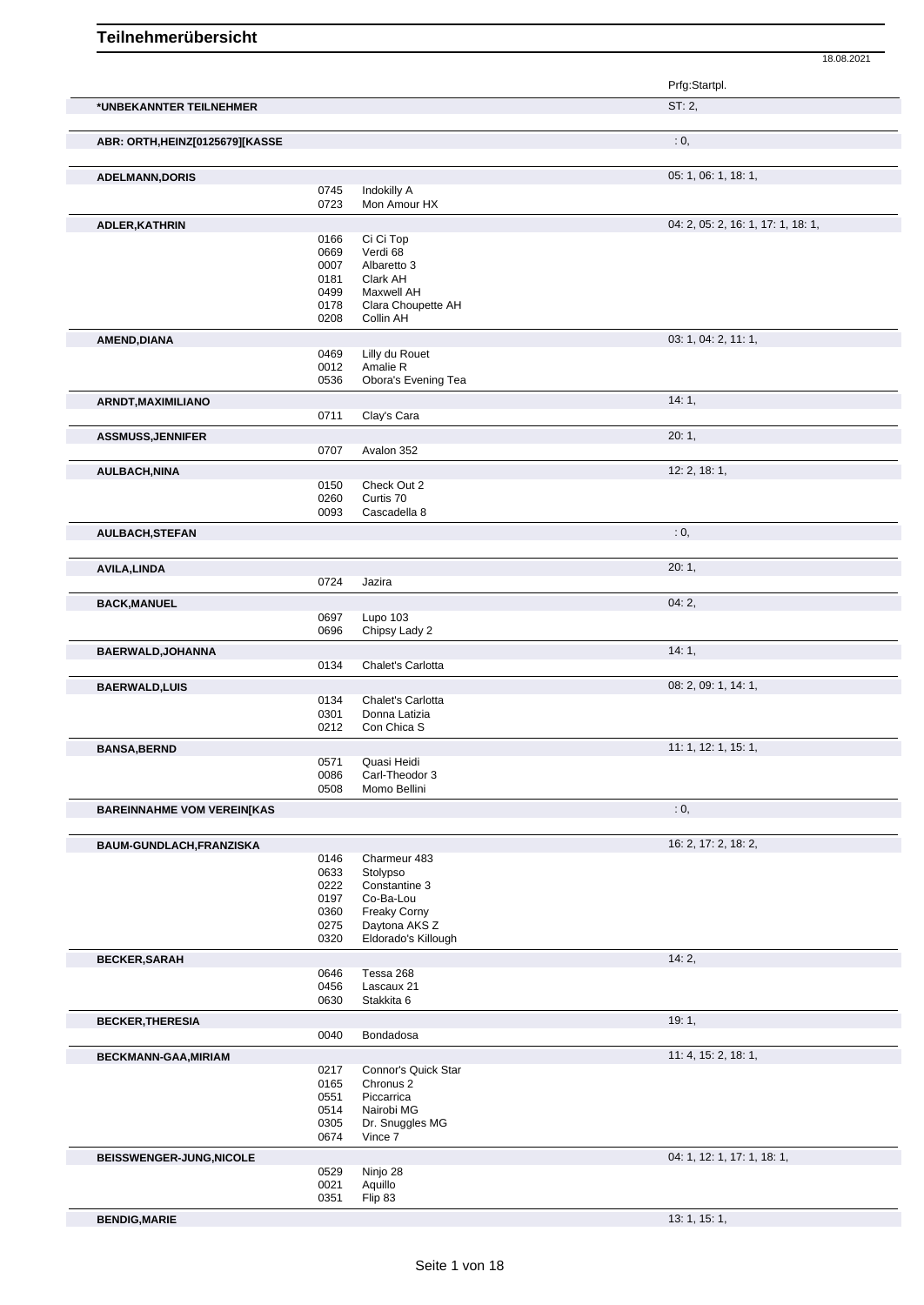# Teilnehmerübersicht

18.08.2021

| Teilnehmer | Nr. | Pferd | Prfg:Startpl. |
|---|---|---|---|
| *UNBEKANNTER TEILNEHMER | | | ST: 2, |
| ABR: ORTH,HEINZ[0125679][KASSE | | | : 0, |
| ADELMANN,DORIS | | | 05: 1, 06: 1, 18: 1, |
| | 0745 | Indokilly A | |
| | 0723 | Mon Amour HX | |
| ADLER,KATHRIN | | | 04: 2, 05: 2, 16: 1, 17: 1, 18: 1, |
| | 0166 | Ci Ci Top | |
| | 0669 | Verdi 68 | |
| | 0007 | Albaretto 3 | |
| | 0181 | Clark AH | |
| | 0499 | Maxwell AH | |
| | 0178 | Clara Choupette AH | |
| | 0208 | Collin AH | |
| AMEND,DIANA | | | 03: 1, 04: 2, 11: 1, |
| | 0469 | Lilly du Rouet | |
| | 0012 | Amalie R | |
| | 0536 | Obora's Evening Tea | |
| ARNDT,MAXIMILIANO | | | 14: 1, |
| | 0711 | Clay's Cara | |
| ASSMUSS,JENNIFER | | | 20: 1, |
| | 0707 | Avalon 352 | |
| AULBACH,NINA | | | 12: 2, 18: 1, |
| | 0150 | Check Out 2 | |
| | 0260 | Curtis 70 | |
| | 0093 | Cascadella 8 | |
| AULBACH,STEFAN | | | : 0, |
| AVILA,LINDA | | | 20: 1, |
| | 0724 | Jazira | |
| BACK,MANUEL | | | 04: 2, |
| | 0697 | Lupo 103 | |
| | 0696 | Chipsy Lady 2 | |
| BAERWALD,JOHANNA | | | 14: 1, |
| | 0134 | Chalet's Carlotta | |
| BAERWALD,LUIS | | | 08: 2, 09: 1, 14: 1, |
| | 0134 | Chalet's Carlotta | |
| | 0301 | Donna Latizia | |
| | 0212 | Con Chica S | |
| BANSA,BERND | | | 11: 1, 12: 1, 15: 1, |
| | 0571 | Quasi Heidi | |
| | 0086 | Carl-Theodor 3 | |
| | 0508 | Momo Bellini | |
| BAREINNAHME VOM VEREIN[KAS | | | : 0, |
| BAUM-GUNDLACH,FRANZISKA | | | 16: 2, 17: 2, 18: 2, |
| | 0146 | Charmeur 483 | |
| | 0633 | Stolypso | |
| | 0222 | Constantine 3 | |
| | 0197 | Co-Ba-Lou | |
| | 0360 | Freaky Corny | |
| | 0275 | Daytona AKS Z | |
| | 0320 | Eldorado's Killough | |
| BECKER,SARAH | | | 14: 2, |
| | 0646 | Tessa 268 | |
| | 0456 | Lascaux 21 | |
| | 0630 | Stakkita 6 | |
| BECKER,THERESIA | | | 19: 1, |
| | 0040 | Bondadosa | |
| BECKMANN-GAA,MIRIAM | | | 11: 4, 15: 2, 18: 1, |
| | 0217 | Connor's Quick Star | |
| | 0165 | Chronus 2 | |
| | 0551 | Piccarrica | |
| | 0514 | Nairobi MG | |
| | 0305 | Dr. Snuggles MG | |
| | 0674 | Vince 7 | |
| BEISSWENGER-JUNG,NICOLE | | | 04: 1, 12: 1, 17: 1, 18: 1, |
| | 0529 | Ninjo 28 | |
| | 0021 | Aquillo | |
| | 0351 | Flip 83 | |
| BENDIG,MARIE | | | 13: 1, 15: 1, |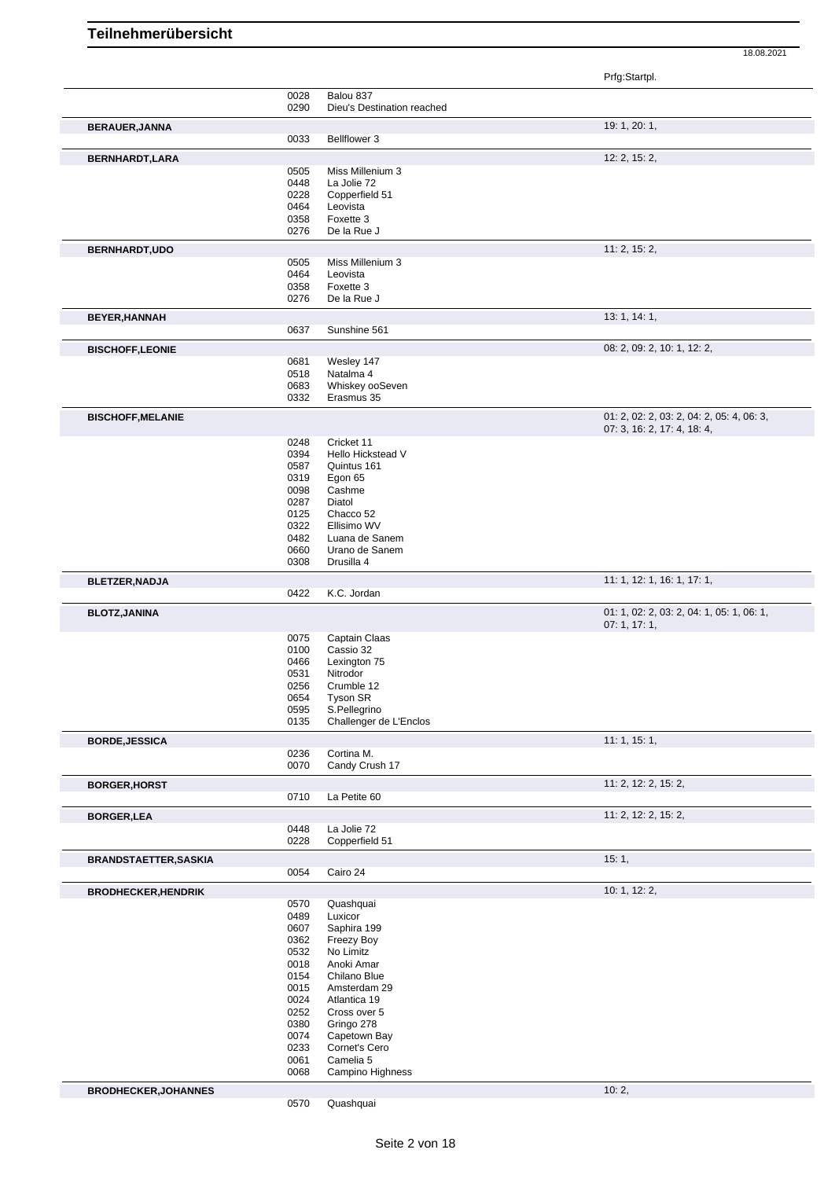# Teilnehmerübersicht

18.08.2021

| Name | Nr. | Pferd | Prfg:Startpl. |
|---|---|---|---|
| | 0028 | Balou 837 | |
| | 0290 | Dieu's Destination reached | |
| **BERAUER,JANNA** | | | 19: 1, 20: 1, |
| | 0033 | Bellflower 3 | |
| **BERNHARDT,LARA** | | | 12: 2, 15: 2, |
| | 0505 | Miss Millenium 3 | |
| | 0448 | La Jolie 72 | |
| | 0228 | Copperfield 51 | |
| | 0464 | Leovista | |
| | 0358 | Foxette 3 | |
| | 0276 | De la Rue J | |
| **BERNHARDT,UDO** | | | 11: 2, 15: 2, |
| | 0505 | Miss Millenium 3 | |
| | 0464 | Leovista | |
| | 0358 | Foxette 3 | |
| | 0276 | De la Rue J | |
| **BEYER,HANNAH** | | | 13: 1, 14: 1, |
| | 0637 | Sunshine 561 | |
| **BISCHOFF,LEONIE** | | | 08: 2, 09: 2, 10: 1, 12: 2, |
| | 0681 | Wesley 147 | |
| | 0518 | Natalma 4 | |
| | 0683 | Whiskey ooSeven | |
| | 0332 | Erasmus 35 | |
| **BISCHOFF,MELANIE** | | | 01: 2, 02: 2, 03: 2, 04: 2, 05: 4, 06: 3, 07: 3, 16: 2, 17: 4, 18: 4, |
| | 0248 | Cricket 11 | |
| | 0394 | Hello Hickstead V | |
| | 0587 | Quintus 161 | |
| | 0319 | Egon 65 | |
| | 0098 | Cashme | |
| | 0287 | Diatol | |
| | 0125 | Chacco 52 | |
| | 0322 | Ellisimo WV | |
| | 0482 | Luana de Sanem | |
| | 0660 | Urano de Sanem | |
| | 0308 | Drusilla 4 | |
| **BLETZER,NADJA** | | | 11: 1, 12: 1, 16: 1, 17: 1, |
| | 0422 | K.C. Jordan | |
| **BLOTZ,JANINA** | | | 01: 1, 02: 2, 03: 2, 04: 1, 05: 1, 06: 1, 07: 1, 17: 1, |
| | 0075 | Captain Claas | |
| | 0100 | Cassio 32 | |
| | 0466 | Lexington 75 | |
| | 0531 | Nitrodor | |
| | 0256 | Crumble 12 | |
| | 0654 | Tyson SR | |
| | 0595 | S.Pellegrino | |
| | 0135 | Challenger de L'Enclos | |
| **BORDE,JESSICA** | | | 11: 1, 15: 1, |
| | 0236 | Cortina M. | |
| | 0070 | Candy Crush 17 | |
| **BORGER,HORST** | | | 11: 2, 12: 2, 15: 2, |
| | 0710 | La Petite 60 | |
| **BORGER,LEA** | | | 11: 2, 12: 2, 15: 2, |
| | 0448 | La Jolie 72 | |
| | 0228 | Copperfield 51 | |
| **BRANDSTAETTER,SASKIA** | | | 15: 1, |
| | 0054 | Cairo 24 | |
| **BRODHECKER,HENDRIK** | | | 10: 1, 12: 2, |
| | 0570 | Quashquai | |
| | 0489 | Luxicor | |
| | 0607 | Saphira 199 | |
| | 0362 | Freezy Boy | |
| | 0532 | No Limitz | |
| | 0018 | Anoki Amar | |
| | 0154 | Chilano Blue | |
| | 0015 | Amsterdam 29 | |
| | 0024 | Atlantica 19 | |
| | 0252 | Cross over 5 | |
| | 0380 | Gringo 278 | |
| | 0074 | Capetown Bay | |
| | 0233 | Cornet's Cero | |
| | 0061 | Camelia 5 | |
| | 0068 | Campino Highness | |
| **BRODHECKER,JOHANNES** | | | 10: 2, |
| | 0570 | Quashquai | |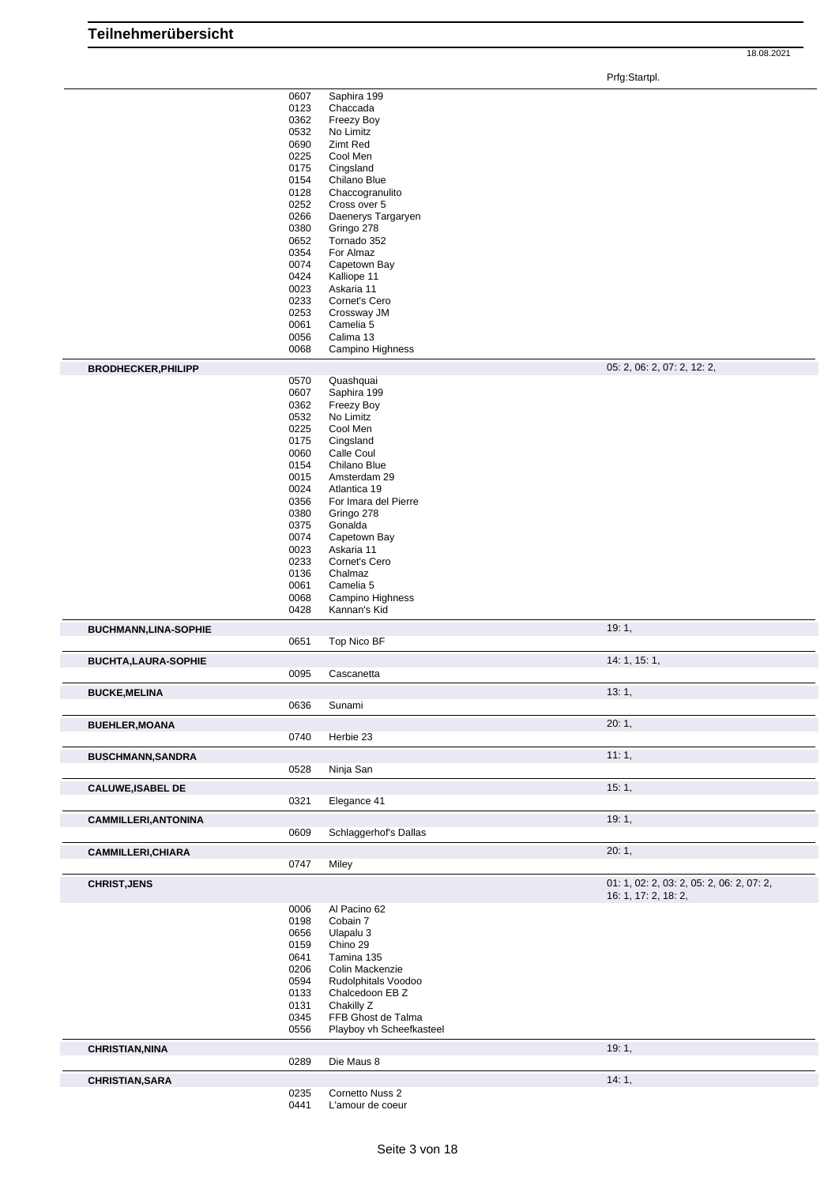# Teilnehmerübersicht

18.08.2021

| | | | Prfg:Startpl. |
|---|---|---|---|
| | 0607 | Saphira 199 | |
| | 0123 | Chaccada | |
| | 0362 | Freezy Boy | |
| | 0532 | No Limitz | |
| | 0690 | Zimt Red | |
| | 0225 | Cool Men | |
| | 0175 | Cingsland | |
| | 0154 | Chilano Blue | |
| | 0128 | Chaccogranulito | |
| | 0252 | Cross over 5 | |
| | 0266 | Daenerys Targaryen | |
| | 0380 | Gringo 278 | |
| | 0652 | Tornado 352 | |
| | 0354 | For Almaz | |
| | 0074 | Capetown Bay | |
| | 0424 | Kalliope 11 | |
| | 0023 | Askaria 11 | |
| | 0233 | Cornet's Cero | |
| | 0253 | Crossway JM | |
| | 0061 | Camelia 5 | |
| | 0056 | Calima 13 | |
| | 0068 | Campino Highness | |
| **BRODHECKER,PHILIPP** | | | 05: 2, 06: 2, 07: 2, 12: 2, |
| | 0570 | Quashquai | |
| | 0607 | Saphira 199 | |
| | 0362 | Freezy Boy | |
| | 0532 | No Limitz | |
| | 0225 | Cool Men | |
| | 0175 | Cingsland | |
| | 0060 | Calle Coul | |
| | 0154 | Chilano Blue | |
| | 0015 | Amsterdam 29 | |
| | 0024 | Atlantica 19 | |
| | 0356 | For Imara del Pierre | |
| | 0380 | Gringo 278 | |
| | 0375 | Gonalda | |
| | 0074 | Capetown Bay | |
| | 0023 | Askaria 11 | |
| | 0233 | Cornet's Cero | |
| | 0136 | Chalmaz | |
| | 0061 | Camelia 5 | |
| | 0068 | Campino Highness | |
| | 0428 | Kannan's Kid | |
| **BUCHMANN,LINA-SOPHIE** | | | 19: 1, |
| | 0651 | Top Nico BF | |
| **BUCHTA,LAURA-SOPHIE** | | | 14: 1, 15: 1, |
| | 0095 | Cascanetta | |
| **BUCKE,MELINA** | | | 13: 1, |
| | 0636 | Sunami | |
| **BUEHLER,MOANA** | | | 20: 1, |
| | 0740 | Herbie 23 | |
| **BUSCHMANN,SANDRA** | | | 11: 1, |
| | 0528 | Ninja San | |
| **CALUWE,ISABEL DE** | | | 15: 1, |
| | 0321 | Elegance 41 | |
| **CAMMILLERI,ANTONINA** | | | 19: 1, |
| | 0609 | Schlaggerhof's Dallas | |
| **CAMMILLERI,CHIARA** | | | 20: 1, |
| | 0747 | Miley | |
| **CHRIST,JENS** | | | 01: 1, 02: 2, 03: 2, 05: 2, 06: 2, 07: 2, 16: 1, 17: 2, 18: 2, |
| | 0006 | Al Pacino 62 | |
| | 0198 | Cobain 7 | |
| | 0656 | Ulapalu 3 | |
| | 0159 | Chino 29 | |
| | 0641 | Tamina 135 | |
| | 0206 | Colin Mackenzie | |
| | 0594 | Rudolphitals Voodoo | |
| | 0133 | Chalcedoon EB Z | |
| | 0131 | Chakilly Z | |
| | 0345 | FFB Ghost de Talma | |
| | 0556 | Playboy vh Scheefkasteel | |
| **CHRISTIAN,NINA** | | | 19: 1, |
| | 0289 | Die Maus 8 | |
| **CHRISTIAN,SARA** | | | 14: 1, |
| | 0235 | Cornetto Nuss 2 | |
| | 0441 | L'amour de coeur | |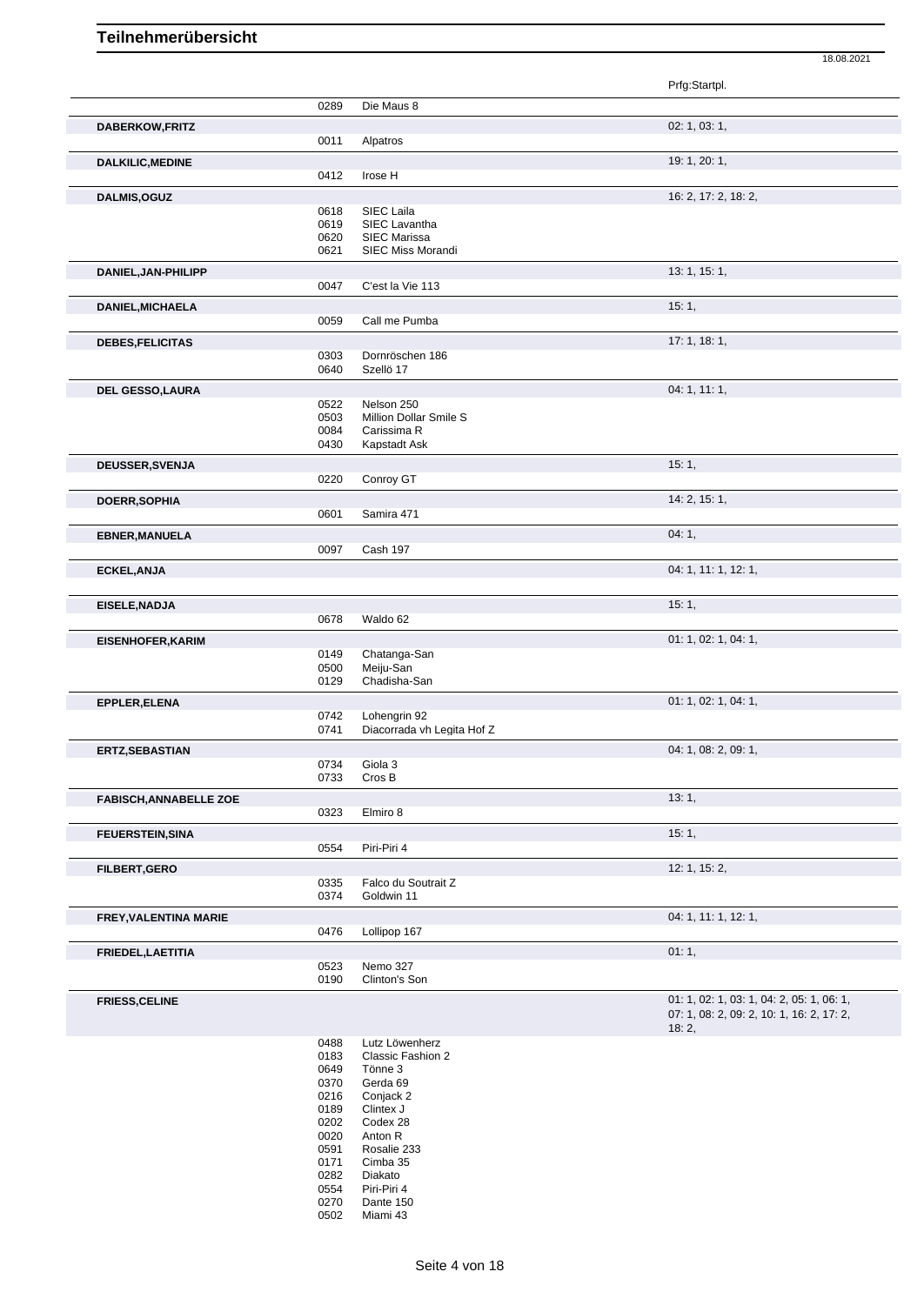# Teilnehmerübersicht

18.08.2021

| Teilnehmer | Nr. | Pferd | Prfg:Startpl. |
|---|---|---|---|
| | 0289 | Die Maus 8 | |
| **DABERKOW,FRITZ** | | | 02: 1, 03: 1, |
| | 0011 | Alpatros | |
| **DALKILIC,MEDINE** | | | 19: 1, 20: 1, |
| | 0412 | Irose H | |
| **DALMIS,OGUZ** | | | 16: 2, 17: 2, 18: 2, |
| | 0618 | SIEC Laila | |
| | 0619 | SIEC Lavantha | |
| | 0620 | SIEC Marissa | |
| | 0621 | SIEC Miss Morandi | |
| **DANIEL,JAN-PHILIPP** | | | 13: 1, 15: 1, |
| | 0047 | C'est la Vie 113 | |
| **DANIEL,MICHAELA** | | | 15: 1, |
| | 0059 | Call me Pumba | |
| **DEBES,FELICITAS** | | | 17: 1, 18: 1, |
| | 0303 | Dornröschen 186 | |
| | 0640 | Szellö 17 | |
| **DEL GESSO,LAURA** | | | 04: 1, 11: 1, |
| | 0522 | Nelson 250 | |
| | 0503 | Million Dollar Smile S | |
| | 0084 | Carissima R | |
| | 0430 | Kapstadt Ask | |
| **DEUSSER,SVENJA** | | | 15: 1, |
| | 0220 | Conroy GT | |
| **DOERR,SOPHIA** | | | 14: 2, 15: 1, |
| | 0601 | Samira 471 | |
| **EBNER,MANUELA** | | | 04: 1, |
| | 0097 | Cash 197 | |
| **ECKEL,ANJA** | | | 04: 1, 11: 1, 12: 1, |
| **EISELE,NADJA** | | | 15: 1, |
| | 0678 | Waldo 62 | |
| **EISENHOFER,KARIM** | | | 01: 1, 02: 1, 04: 1, |
| | 0149 | Chatanga-San | |
| | 0500 | Meiju-San | |
| | 0129 | Chadisha-San | |
| **EPPLER,ELENA** | | | 01: 1, 02: 1, 04: 1, |
| | 0742 | Lohengrin 92 | |
| | 0741 | Diacorrada vh Legita Hof Z | |
| **ERTZ,SEBASTIAN** | | | 04: 1, 08: 2, 09: 1, |
| | 0734 | Giola 3 | |
| | 0733 | Cros B | |
| **FABISCH,ANNABELLE ZOE** | | | 13: 1, |
| | 0323 | Elmiro 8 | |
| **FEUERSTEIN,SINA** | | | 15: 1, |
| | 0554 | Piri-Piri 4 | |
| **FILBERT,GERO** | | | 12: 1, 15: 2, |
| | 0335 | Falco du Soutrait Z | |
| | 0374 | Goldwin 11 | |
| **FREY,VALENTINA MARIE** | | | 04: 1, 11: 1, 12: 1, |
| | 0476 | Lollipop 167 | |
| **FRIEDEL,LAETITIA** | | | 01: 1, |
| | 0523 | Nemo 327 | |
| | 0190 | Clinton's Son | |
| **FRIESS,CELINE** | | | 01: 1, 02: 1, 03: 1, 04: 2, 05: 1, 06: 1, 07: 1, 08: 2, 09: 2, 10: 1, 16: 2, 17: 2, 18: 2, |
| | 0488 | Lutz Löwenherz | |
| | 0183 | Classic Fashion 2 | |
| | 0649 | Tönne 3 | |
| | 0370 | Gerda 69 | |
| | 0216 | Conjack 2 | |
| | 0189 | Clintex J | |
| | 0202 | Codex 28 | |
| | 0020 | Anton R | |
| | 0591 | Rosalie 233 | |
| | 0171 | Cimba 35 | |
| | 0282 | Diakato | |
| | 0554 | Piri-Piri 4 | |
| | 0270 | Dante 150 | |
| | 0502 | Miami 43 | |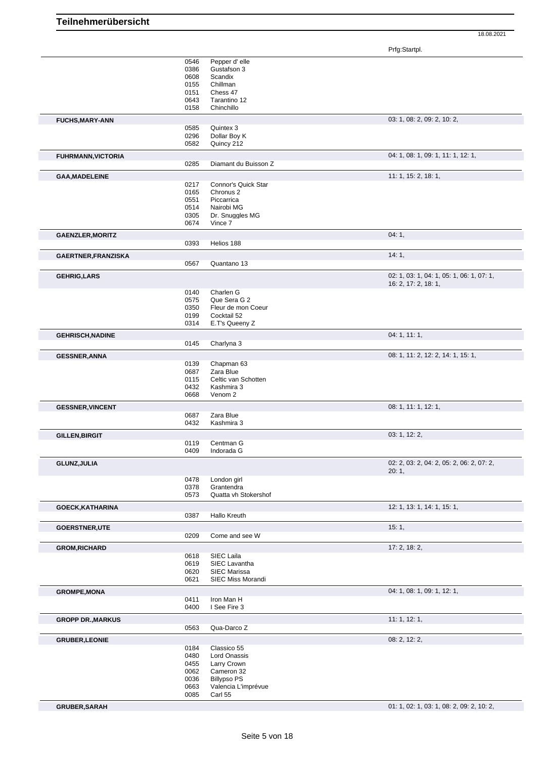# Teilnehmerübersicht

18.08.2021

| | | | Prfg:Startpl. |
|---|---|---|---|
| | 0546 | Pepper d' elle | |
| | 0386 | Gustafson 3 | |
| | 0608 | Scandix | |
| | 0155 | Chillman | |
| | 0151 | Chess 47 | |
| | 0643 | Tarantino 12 | |
| | 0158 | Chinchillo | |
| **FUCHS,MARY-ANN** | | | 03: 1, 08: 2, 09: 2, 10: 2, |
| | 0585 | Quintex 3 | |
| | 0296 | Dollar Boy K | |
| | 0582 | Quincy 212 | |
| **FUHRMANN,VICTORIA** | | | 04: 1, 08: 1, 09: 1, 11: 1, 12: 1, |
| | 0285 | Diamant du Buisson Z | |
| **GAA,MADELEINE** | | | 11: 1, 15: 2, 18: 1, |
| | 0217 | Connor's Quick Star | |
| | 0165 | Chronus 2 | |
| | 0551 | Piccarrica | |
| | 0514 | Nairobi MG | |
| | 0305 | Dr. Snuggles MG | |
| | 0674 | Vince 7 | |
| **GAENZLER,MORITZ** | | | 04: 1, |
| | 0393 | Helios 188 | |
| **GAERTNER,FRANZISKA** | | | 14: 1, |
| | 0567 | Quantano 13 | |
| **GEHRIG,LARS** | | | 02: 1, 03: 1, 04: 1, 05: 1, 06: 1, 07: 1, 16: 2, 17: 2, 18: 1, |
| | 0140 | Charlen G | |
| | 0575 | Que Sera G 2 | |
| | 0350 | Fleur de mon Coeur | |
| | 0199 | Cocktail 52 | |
| | 0314 | E.T's Queeny Z | |
| **GEHRISCH,NADINE** | | | 04: 1, 11: 1, |
| | 0145 | Charlyna 3 | |
| **GESSNER,ANNA** | | | 08: 1, 11: 2, 12: 2, 14: 1, 15: 1, |
| | 0139 | Chapman 63 | |
| | 0687 | Zara Blue | |
| | 0115 | Celtic van Schotten | |
| | 0432 | Kashmira 3 | |
| | 0668 | Venom 2 | |
| **GESSNER,VINCENT** | | | 08: 1, 11: 1, 12: 1, |
| | 0687 | Zara Blue | |
| | 0432 | Kashmira 3 | |
| **GILLEN,BIRGIT** | | | 03: 1, 12: 2, |
| | 0119 | Centman G | |
| | 0409 | Indorada G | |
| **GLUNZ,JULIA** | | | 02: 2, 03: 2, 04: 2, 05: 2, 06: 2, 07: 2, 20: 1, |
| | 0478 | London girl | |
| | 0378 | Grantendra | |
| | 0573 | Quatta vh Stokershof | |
| **GOECK,KATHARINA** | | | 12: 1, 13: 1, 14: 1, 15: 1, |
| | 0387 | Hallo Kreuth | |
| **GOERSTNER,UTE** | | | 15: 1, |
| | 0209 | Come and see W | |
| **GROM,RICHARD** | | | 17: 2, 18: 2, |
| | 0618 | SIEC Laila | |
| | 0619 | SIEC Lavantha | |
| | 0620 | SIEC Marissa | |
| | 0621 | SIEC Miss Morandi | |
| **GROMPE,MONA** | | | 04: 1, 08: 1, 09: 1, 12: 1, |
| | 0411 | Iron Man H | |
| | 0400 | I See Fire 3 | |
| **GROPP DR.,MARKUS** | | | 11: 1, 12: 1, |
| | 0563 | Qua-Darco Z | |
| **GRUBER,LEONIE** | | | 08: 2, 12: 2, |
| | 0184 | Classico 55 | |
| | 0480 | Lord Onassis | |
| | 0455 | Larry Crown | |
| | 0062 | Cameron 32 | |
| | 0036 | Billypso PS | |
| | 0663 | Valencia L'imprévue | |
| | 0085 | Carl 55 | |
| **GRUBER,SARAH** | | | 01: 1, 02: 1, 03: 1, 08: 2, 09: 2, 10: 2, |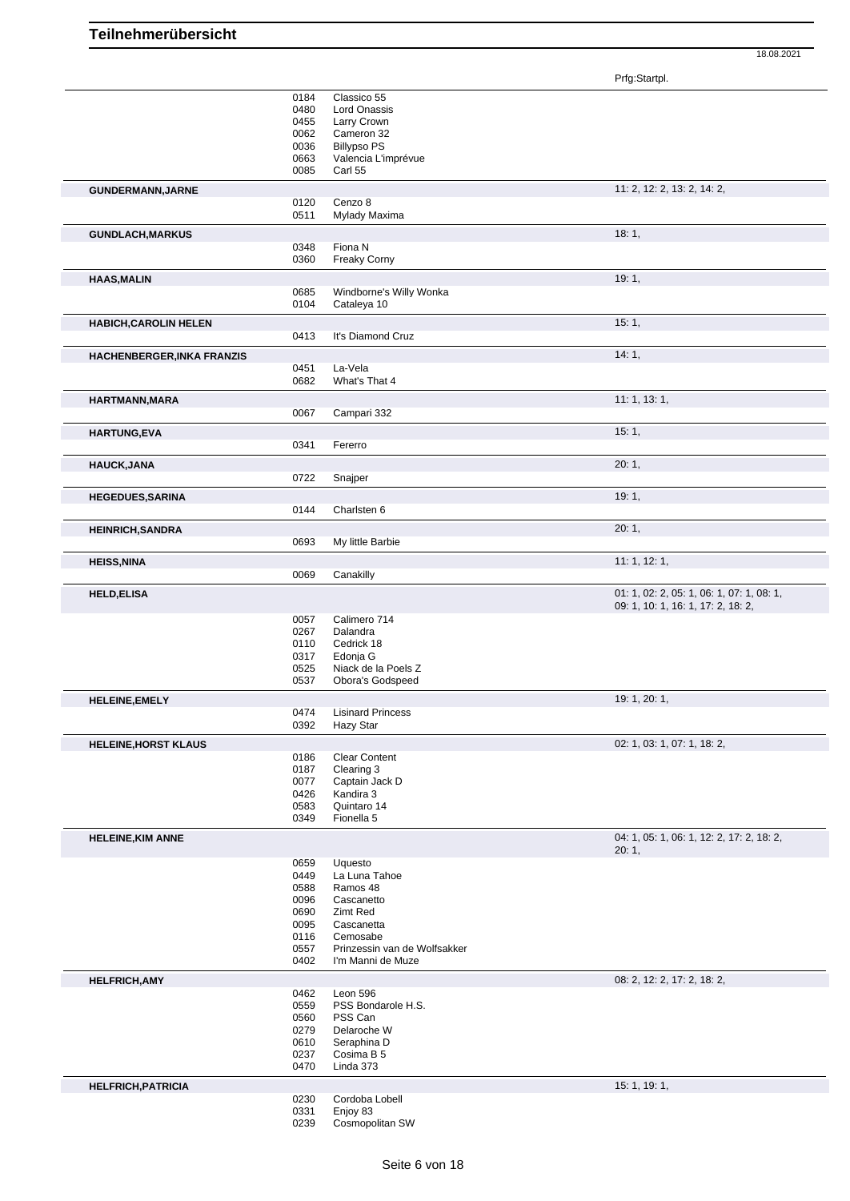# Teilnehmerübersicht

18.08.2021

| Name | Nr. | Pferd | Prfg:Startpl. |
|---|---|---|---|
| | 0184 | Classico 55 | |
| | 0480 | Lord Onassis | |
| | 0455 | Larry Crown | |
| | 0062 | Cameron 32 | |
| | 0036 | Billypso PS | |
| | 0663 | Valencia L'imprévue | |
| | 0085 | Carl 55 | |
| **GUNDERMANN,JARNE** | | | 11: 2, 12: 2, 13: 2, 14: 2, |
| | 0120 | Cenzo 8 | |
| | 0511 | Mylady Maxima | |
| **GUNDLACH,MARKUS** | | | 18: 1, |
| | 0348 | Fiona N | |
| | 0360 | Freaky Corny | |
| **HAAS,MALIN** | | | 19: 1, |
| | 0685 | Windborne's Willy Wonka | |
| | 0104 | Cataleya 10 | |
| **HABICH,CAROLIN HELEN** | | | 15: 1, |
| | 0413 | It's Diamond Cruz | |
| **HACHENBERGER,INKA FRANZIS** | | | 14: 1, |
| | 0451 | La-Vela | |
| | 0682 | What's That 4 | |
| **HARTMANN,MARA** | | | 11: 1, 13: 1, |
| | 0067 | Campari 332 | |
| **HARTUNG,EVA** | | | 15: 1, |
| | 0341 | Fererro | |
| **HAUCK,JANA** | | | 20: 1, |
| | 0722 | Snajper | |
| **HEGEDUES,SARINA** | | | 19: 1, |
| | 0144 | Charlsten 6 | |
| **HEINRICH,SANDRA** | | | 20: 1, |
| | 0693 | My little Barbie | |
| **HEISS,NINA** | | | 11: 1, 12: 1, |
| | 0069 | Canakilly | |
| **HELD,ELISA** | | | 01: 1, 02: 2, 05: 1, 06: 1, 07: 1, 08: 1, 09: 1, 10: 1, 16: 1, 17: 2, 18: 2, |
| | 0057 | Calimero 714 | |
| | 0267 | Dalandra | |
| | 0110 | Cedrick 18 | |
| | 0317 | Edonja G | |
| | 0525 | Niack de la Poels Z | |
| | 0537 | Obora's Godspeed | |
| **HELEINE,EMELY** | | | 19: 1, 20: 1, |
| | 0474 | Lisinard Princess | |
| | 0392 | Hazy Star | |
| **HELEINE,HORST KLAUS** | | | 02: 1, 03: 1, 07: 1, 18: 2, |
| | 0186 | Clear Content | |
| | 0187 | Clearing 3 | |
| | 0077 | Captain Jack D | |
| | 0426 | Kandira 3 | |
| | 0583 | Quintaro 14 | |
| | 0349 | Fionella 5 | |
| **HELEINE,KIM ANNE** | | | 04: 1, 05: 1, 06: 1, 12: 2, 17: 2, 18: 2, 20: 1, |
| | 0659 | Uquesto | |
| | 0449 | La Luna Tahoe | |
| | 0588 | Ramos 48 | |
| | 0096 | Cascanetto | |
| | 0690 | Zimt Red | |
| | 0095 | Cascanetta | |
| | 0116 | Cemosabe | |
| | 0557 | Prinzessin van de Wolfsakker | |
| | 0402 | I'm Manni de Muze | |
| **HELFRICH,AMY** | | | 08: 2, 12: 2, 17: 2, 18: 2, |
| | 0462 | Leon 596 | |
| | 0559 | PSS Bondarole H.S. | |
| | 0560 | PSS Can | |
| | 0279 | Delaroche W | |
| | 0610 | Seraphina D | |
| | 0237 | Cosima B 5 | |
| | 0470 | Linda 373 | |
| **HELFRICH,PATRICIA** | | | 15: 1, 19: 1, |
| | 0230 | Cordoba Lobell | |
| | 0331 | Enjoy 83 | |
| | 0239 | Cosmopolitan SW | |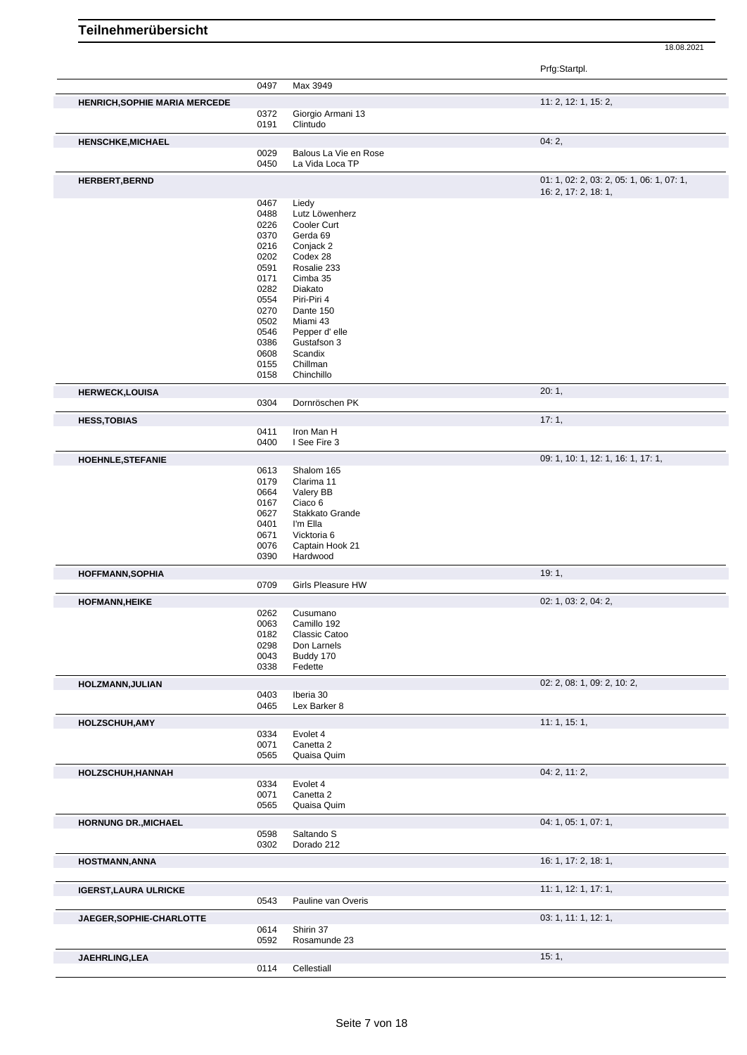# Teilnehmerübersicht

18.08.2021

| Name | Nr. | Pferd | Prfg:Startpl. |
|---|---|---|---|
| | 0497 | Max 3949 | |
| **HENRICH,SOPHIE MARIA MERCEDE** | | | 11: 2, 12: 1, 15: 2, |
| | 0372 | Giorgio Armani 13 | |
| | 0191 | Clintudo | |
| **HENSCHKE,MICHAEL** | | | 04: 2, |
| | 0029 | Balous La Vie en Rose | |
| | 0450 | La Vida Loca TP | |
| **HERBERT,BERND** | | | 01: 1, 02: 2, 03: 2, 05: 1, 06: 1, 07: 1, 16: 2, 17: 2, 18: 1, |
| | 0467 | Liedy | |
| | 0488 | Lutz Löwenherz | |
| | 0226 | Cooler Curt | |
| | 0370 | Gerda 69 | |
| | 0216 | Conjack 2 | |
| | 0202 | Codex 28 | |
| | 0591 | Rosalie 233 | |
| | 0171 | Cimba 35 | |
| | 0282 | Diakato | |
| | 0554 | Piri-Piri 4 | |
| | 0270 | Dante 150 | |
| | 0502 | Miami 43 | |
| | 0546 | Pepper d' elle | |
| | 0386 | Gustafson 3 | |
| | 0608 | Scandix | |
| | 0155 | Chillman | |
| | 0158 | Chinchillo | |
| **HERWECK,LOUISA** | | | 20: 1, |
| | 0304 | Dornröschen PK | |
| **HESS,TOBIAS** | | | 17: 1, |
| | 0411 | Iron Man H | |
| | 0400 | I See Fire 3 | |
| **HOEHNLE,STEFANIE** | | | 09: 1, 10: 1, 12: 1, 16: 1, 17: 1, |
| | 0613 | Shalom 165 | |
| | 0179 | Clarima 11 | |
| | 0664 | Valery BB | |
| | 0167 | Ciaco 6 | |
| | 0627 | Stakkato Grande | |
| | 0401 | I'm Ella | |
| | 0671 | Vicktoria 6 | |
| | 0076 | Captain Hook 21 | |
| | 0390 | Hardwood | |
| **HOFFMANN,SOPHIA** | | | 19: 1, |
| | 0709 | Girls Pleasure HW | |
| **HOFMANN,HEIKE** | | | 02: 1, 03: 2, 04: 2, |
| | 0262 | Cusumano | |
| | 0063 | Camillo 192 | |
| | 0182 | Classic Catoo | |
| | 0298 | Don Larnels | |
| | 0043 | Buddy 170 | |
| | 0338 | Fedette | |
| **HOLZMANN,JULIAN** | | | 02: 2, 08: 1, 09: 2, 10: 2, |
| | 0403 | Iberia 30 | |
| | 0465 | Lex Barker 8 | |
| **HOLZSCHUH,AMY** | | | 11: 1, 15: 1, |
| | 0334 | Evolet 4 | |
| | 0071 | Canetta 2 | |
| | 0565 | Quaisa Quim | |
| **HOLZSCHUH,HANNAH** | | | 04: 2, 11: 2, |
| | 0334 | Evolet 4 | |
| | 0071 | Canetta 2 | |
| | 0565 | Quaisa Quim | |
| **HORNUNG DR.,MICHAEL** | | | 04: 1, 05: 1, 07: 1, |
| | 0598 | Saltando S | |
| | 0302 | Dorado 212 | |
| **HOSTMANN,ANNA** | | | 16: 1, 17: 2, 18: 1, |
| **IGERST,LAURA ULRICKE** | | | 11: 1, 12: 1, 17: 1, |
| | 0543 | Pauline van Overis | |
| **JAEGER,SOPHIE-CHARLOTTE** | | | 03: 1, 11: 1, 12: 1, |
| | 0614 | Shirin 37 | |
| | 0592 | Rosamunde 23 | |
| **JAEHRLING,LEA** | | | 15: 1, |
| | 0114 | Cellestiall | |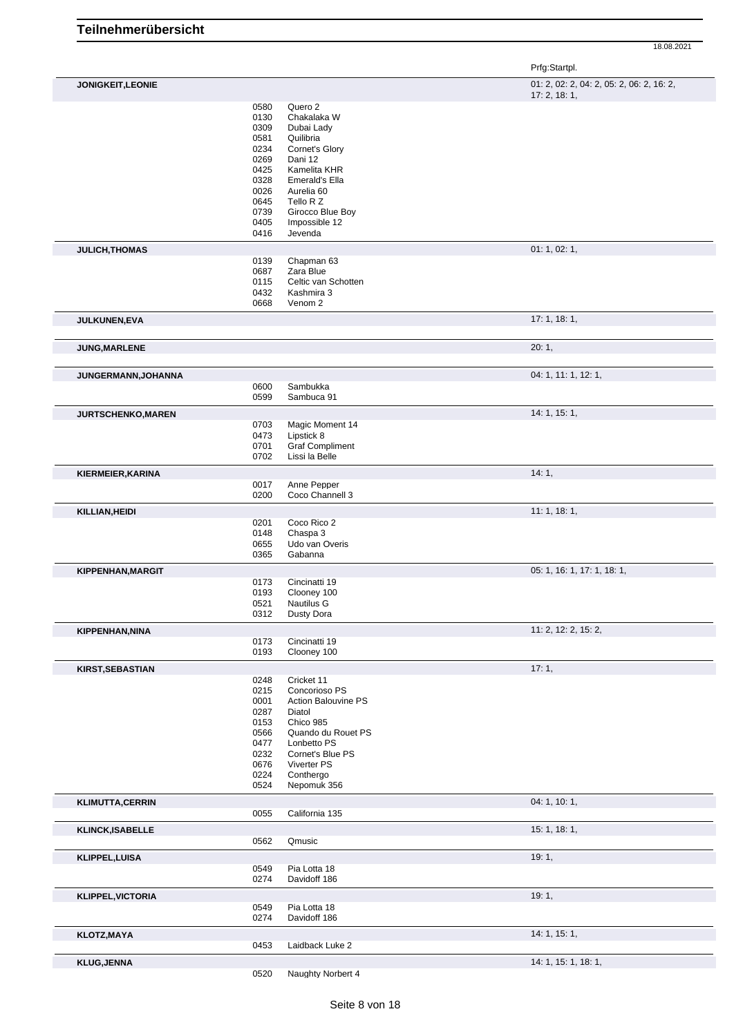# Teilnehmerübersicht

18.08.2021

| Teilnehmer | Nr. | Pferd | Prfg:Startpl. |
|---|---|---|---|
| **JONIGKEIT,LEONIE** | | | 01: 2, 02: 2, 04: 2, 05: 2, 06: 2, 16: 2, 17: 2, 18: 1, |
| | 0580 | Quero 2 | |
| | 0130 | Chakalaka W | |
| | 0309 | Dubai Lady | |
| | 0581 | Quilibria | |
| | 0234 | Cornet's Glory | |
| | 0269 | Dani 12 | |
| | 0425 | Kamelita KHR | |
| | 0328 | Emerald's Ella | |
| | 0026 | Aurelia 60 | |
| | 0645 | Tello R Z | |
| | 0739 | Girocco Blue Boy | |
| | 0405 | Impossible 12 | |
| | 0416 | Jevenda | |
| **JULICH,THOMAS** | | | 01: 1, 02: 1, |
| | 0139 | Chapman 63 | |
| | 0687 | Zara Blue | |
| | 0115 | Celtic van Schotten | |
| | 0432 | Kashmira 3 | |
| | 0668 | Venom 2 | |
| **JULKUNEN,EVA** | | | 17: 1, 18: 1, |
| **JUNG,MARLENE** | | | 20: 1, |
| **JUNGERMANN,JOHANNA** | | | 04: 1, 11: 1, 12: 1, |
| | 0600 | Sambukka | |
| | 0599 | Sambuca 91 | |
| **JURTSCHENKO,MAREN** | | | 14: 1, 15: 1, |
| | 0703 | Magic Moment 14 | |
| | 0473 | Lipstick 8 | |
| | 0701 | Graf Compliment | |
| | 0702 | Lissi la Belle | |
| **KIERMEIER,KARINA** | | | 14: 1, |
| | 0017 | Anne Pepper | |
| | 0200 | Coco Channell 3 | |
| **KILLIAN,HEIDI** | | | 11: 1, 18: 1, |
| | 0201 | Coco Rico 2 | |
| | 0148 | Chaspa 3 | |
| | 0655 | Udo van Overis | |
| | 0365 | Gabanna | |
| **KIPPENHAN,MARGIT** | | | 05: 1, 16: 1, 17: 1, 18: 1, |
| | 0173 | Cincinatti 19 | |
| | 0193 | Clooney 100 | |
| | 0521 | Nautilus G | |
| | 0312 | Dusty Dora | |
| **KIPPENHAN,NINA** | | | 11: 2, 12: 2, 15: 2, |
| | 0173 | Cincinatti 19 | |
| | 0193 | Clooney 100 | |
| **KIRST,SEBASTIAN** | | | 17: 1, |
| | 0248 | Cricket 11 | |
| | 0215 | Concorioso PS | |
| | 0001 | Action Balouvine PS | |
| | 0287 | Diatol | |
| | 0153 | Chico 985 | |
| | 0566 | Quando du Rouet PS | |
| | 0477 | Lonbetto PS | |
| | 0232 | Cornet's Blue PS | |
| | 0676 | Viverter PS | |
| | 0224 | Conthergo | |
| | 0524 | Nepomuk 356 | |
| **KLIMUTTA,CERRIN** | | | 04: 1, 10: 1, |
| | 0055 | California 135 | |
| **KLINCK,ISABELLE** | | | 15: 1, 18: 1, |
| | 0562 | Qmusic | |
| **KLIPPEL,LUISA** | | | 19: 1, |
| | 0549 | Pia Lotta 18 | |
| | 0274 | Davidoff 186 | |
| **KLIPPEL,VICTORIA** | | | 19: 1, |
| | 0549 | Pia Lotta 18 | |
| | 0274 | Davidoff 186 | |
| **KLOTZ,MAYA** | | | 14: 1, 15: 1, |
| | 0453 | Laidback Luke 2 | |
| **KLUG,JENNA** | | | 14: 1, 15: 1, 18: 1, |
| | 0520 | Naughty Norbert 4 | |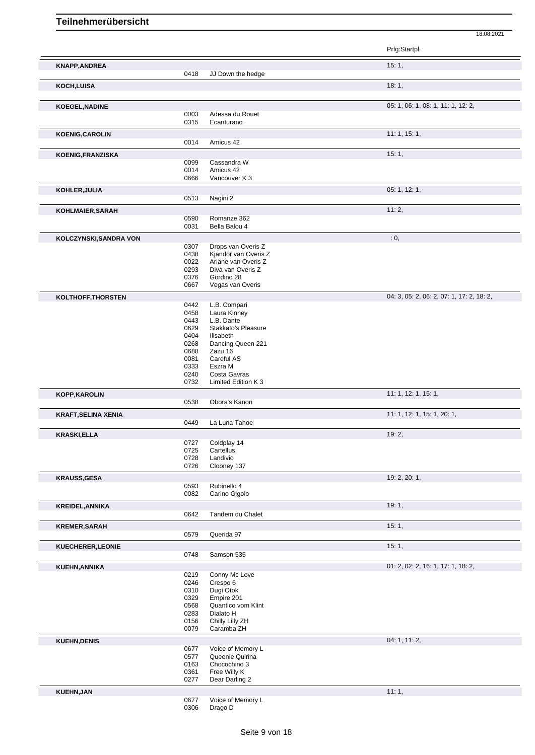# Teilnehmerübersicht

18.08.2021

| Name | Nr. | Pferd | Prfg:Startpl. |
|---|---|---|---|
| **KNAPP,ANDREA** | | | 15: 1, |
| | 0418 | JJ Down the hedge | |
| **KOCH,LUISA** | | | 18: 1, |
| **KOEGEL,NADINE** | | | 05: 1, 06: 1, 08: 1, 11: 1, 12: 2, |
| | 0003 | Adessa du Rouet | |
| | 0315 | Ecanturano | |
| **KOENIG,CAROLIN** | | | 11: 1, 15: 1, |
| | 0014 | Amicus 42 | |
| **KOENIG,FRANZISKA** | | | 15: 1, |
| | 0099 | Cassandra W | |
| | 0014 | Amicus 42 | |
| | 0666 | Vancouver K 3 | |
| **KOHLER,JULIA** | | | 05: 1, 12: 1, |
| | 0513 | Nagini 2 | |
| **KOHLMAIER,SARAH** | | | 11: 2, |
| | 0590 | Romanze 362 | |
| | 0031 | Bella Balou 4 | |
| **KOLCZYNSKI,SANDRA VON** | | | : 0, |
| | 0307 | Drops van Overis Z | |
| | 0438 | Kjandor van Overis Z | |
| | 0022 | Ariane van Overis Z | |
| | 0293 | Diva van Overis Z | |
| | 0376 | Gordino 28 | |
| | 0667 | Vegas van Overis | |
| **KOLTHOFF,THORSTEN** | | | 04: 3, 05: 2, 06: 2, 07: 1, 17: 2, 18: 2, |
| | 0442 | L.B. Compari | |
| | 0458 | Laura Kinney | |
| | 0443 | L.B. Dante | |
| | 0629 | Stakkato's Pleasure | |
| | 0404 | Ilisabeth | |
| | 0268 | Dancing Queen 221 | |
| | 0688 | Zazu 16 | |
| | 0081 | Careful AS | |
| | 0333 | Eszra M | |
| | 0240 | Costa Gavras | |
| | 0732 | Limited Edition K 3 | |
| **KOPP,KAROLIN** | | | 11: 1, 12: 1, 15: 1, |
| | 0538 | Obora's Kanon | |
| **KRAFT,SELINA XENIA** | | | 11: 1, 12: 1, 15: 1, 20: 1, |
| | 0449 | La Luna Tahoe | |
| **KRASKI,ELLA** | | | 19: 2, |
| | 0727 | Coldplay 14 | |
| | 0725 | Cartellus | |
| | 0728 | Landivio | |
| | 0726 | Clooney 137 | |
| **KRAUSS,GESA** | | | 19: 2, 20: 1, |
| | 0593 | Rubinello 4 | |
| | 0082 | Carino Gigolo | |
| **KREIDEL,ANNIKA** | | | 19: 1, |
| | 0642 | Tandem du Chalet | |
| **KREMER,SARAH** | | | 15: 1, |
| | 0579 | Querida 97 | |
| **KUECHERER,LEONIE** | | | 15: 1, |
| | 0748 | Samson 535 | |
| **KUEHN,ANNIKA** | | | 01: 2, 02: 2, 16: 1, 17: 1, 18: 2, |
| | 0219 | Conny Mc Love | |
| | 0246 | Crespo 6 | |
| | 0310 | Dugi Otok | |
| | 0329 | Empire 201 | |
| | 0568 | Quantico vom Klint | |
| | 0283 | Dialato H | |
| | 0156 | Chilly Lilly ZH | |
| | 0079 | Caramba ZH | |
| **KUEHN,DENIS** | | | 04: 1, 11: 2, |
| | 0677 | Voice of Memory L | |
| | 0577 | Queenie Quirina | |
| | 0163 | Chocochino 3 | |
| | 0361 | Free Willy K | |
| | 0277 | Dear Darling 2 | |
| **KUEHN,JAN** | | | 11: 1, |
| | 0677 | Voice of Memory L | |
| | 0306 | Drago D | |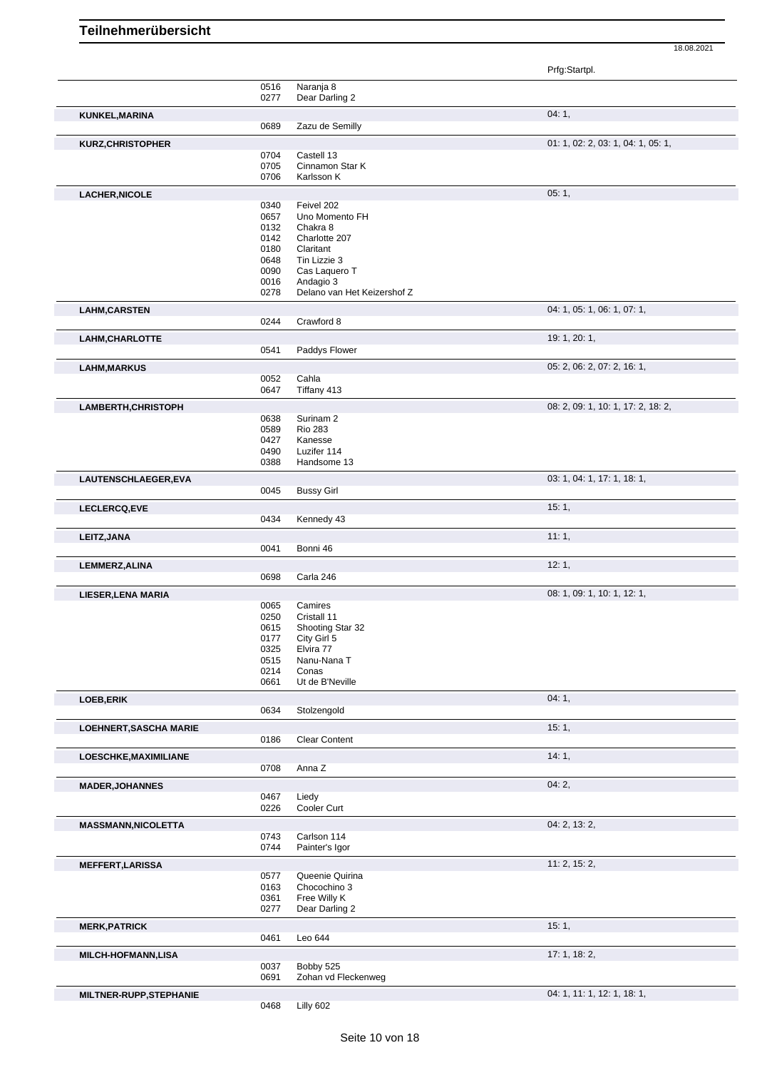# Teilnehmerübersicht

18.08.2021

| Teilnehmer | Nr. | Pferd | Prfg:Startpl. |
|---|---|---|---|
| | 0516 | Naranja 8 | |
| | 0277 | Dear Darling 2 | |
| **KUNKEL,MARINA** | | | 04: 1, |
| | 0689 | Zazu de Semilly | |
| **KURZ,CHRISTOPHER** | | | 01: 1, 02: 2, 03: 1, 04: 1, 05: 1, |
| | 0704 | Castell 13 | |
| | 0705 | Cinnamon Star K | |
| | 0706 | Karlsson K | |
| **LACHER,NICOLE** | | | 05: 1, |
| | 0340 | Feivel 202 | |
| | 0657 | Uno Momento FH | |
| | 0132 | Chakra 8 | |
| | 0142 | Charlotte 207 | |
| | 0180 | Claritant | |
| | 0648 | Tin Lizzie 3 | |
| | 0090 | Cas Laquero T | |
| | 0016 | Andagio 3 | |
| | 0278 | Delano van Het Keizershof Z | |
| **LAHM,CARSTEN** | | | 04: 1, 05: 1, 06: 1, 07: 1, |
| | 0244 | Crawford 8 | |
| **LAHM,CHARLOTTE** | | | 19: 1, 20: 1, |
| | 0541 | Paddys Flower | |
| **LAHM,MARKUS** | | | 05: 2, 06: 2, 07: 2, 16: 1, |
| | 0052 | Cahla | |
| | 0647 | Tiffany 413 | |
| **LAMBERTH,CHRISTOPH** | | | 08: 2, 09: 1, 10: 1, 17: 2, 18: 2, |
| | 0638 | Surinam 2 | |
| | 0589 | Rio 283 | |
| | 0427 | Kanesse | |
| | 0490 | Luzifer 114 | |
| | 0388 | Handsome 13 | |
| **LAUTENSCHLAEGER,EVA** | | | 03: 1, 04: 1, 17: 1, 18: 1, |
| | 0045 | Bussy Girl | |
| **LECLERCQ,EVE** | | | 15: 1, |
| | 0434 | Kennedy 43 | |
| **LEITZ,JANA** | | | 11: 1, |
| | 0041 | Bonni 46 | |
| **LEMMERZ,ALINA** | | | 12: 1, |
| | 0698 | Carla 246 | |
| **LIESER,LENA MARIA** | | | 08: 1, 09: 1, 10: 1, 12: 1, |
| | 0065 | Camires | |
| | 0250 | Cristall 11 | |
| | 0615 | Shooting Star 32 | |
| | 0177 | City Girl 5 | |
| | 0325 | Elvira 77 | |
| | 0515 | Nanu-Nana T | |
| | 0214 | Conas | |
| | 0661 | Ut de B'Neville | |
| **LOEB,ERIK** | | | 04: 1, |
| | 0634 | Stolzengold | |
| **LOEHNERT,SASCHA MARIE** | | | 15: 1, |
| | 0186 | Clear Content | |
| **LOESCHKE,MAXIMILIANE** | | | 14: 1, |
| | 0708 | Anna Z | |
| **MADER,JOHANNES** | | | 04: 2, |
| | 0467 | Liedy | |
| | 0226 | Cooler Curt | |
| **MASSMANN,NICOLETTA** | | | 04: 2, 13: 2, |
| | 0743 | Carlson 114 | |
| | 0744 | Painter's Igor | |
| **MEFFERT,LARISSA** | | | 11: 2, 15: 2, |
| | 0577 | Queenie Quirina | |
| | 0163 | Chocochino 3 | |
| | 0361 | Free Willy K | |
| | 0277 | Dear Darling 2 | |
| **MERK,PATRICK** | | | 15: 1, |
| | 0461 | Leo 644 | |
| **MILCH-HOFMANN,LISA** | | | 17: 1, 18: 2, |
| | 0037 | Bobby 525 | |
| | 0691 | Zohan vd Fleckenweg | |
| **MILTNER-RUPP,STEPHANIE** | | | 04: 1, 11: 1, 12: 1, 18: 1, |
| | 0468 | Lilly 602 | |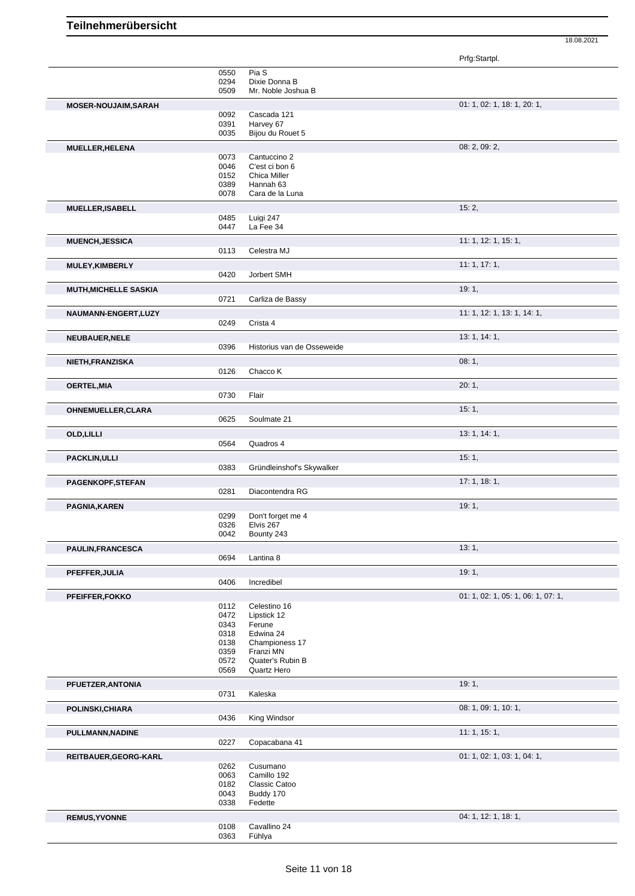# Teilnehmerübersicht

18.08.2021

| | | | Prfg:Startpl. |
|---|---|---|---|
| | 0550 | Pia S | |
| | 0294 | Dixie Donna B | |
| | 0509 | Mr. Noble Joshua B | |
| **MOSER-NOUJAIM,SARAH** | | | 01: 1, 02: 1, 18: 1, 20: 1, |
| | 0092 | Cascada 121 | |
| | 0391 | Harvey 67 | |
| | 0035 | Bijou du Rouet 5 | |
| **MUELLER,HELENA** | | | 08: 2, 09: 2, |
| | 0073 | Cantuccino 2 | |
| | 0046 | C'est ci bon 6 | |
| | 0152 | Chica Miller | |
| | 0389 | Hannah 63 | |
| | 0078 | Cara de la Luna | |
| **MUELLER,ISABELL** | | | 15: 2, |
| | 0485 | Luigi 247 | |
| | 0447 | La Fee 34 | |
| **MUENCH,JESSICA** | | | 11: 1, 12: 1, 15: 1, |
| | 0113 | Celestra MJ | |
| **MULEY,KIMBERLY** | | | 11: 1, 17: 1, |
| | 0420 | Jorbert SMH | |
| **MUTH,MICHELLE SASKIA** | | | 19: 1, |
| | 0721 | Carliza de Bassy | |
| **NAUMANN-ENGERT,LUZY** | | | 11: 1, 12: 1, 13: 1, 14: 1, |
| | 0249 | Crista 4 | |
| **NEUBAUER,NELE** | | | 13: 1, 14: 1, |
| | 0396 | Historius van de Osseweide | |
| **NIETH,FRANZISKA** | | | 08: 1, |
| | 0126 | Chacco K | |
| **OERTEL,MIA** | | | 20: 1, |
| | 0730 | Flair | |
| **OHNEMUELLER,CLARA** | | | 15: 1, |
| | 0625 | Soulmate 21 | |
| **OLD,LILLI** | | | 13: 1, 14: 1, |
| | 0564 | Quadros 4 | |
| **PACKLIN,ULLI** | | | 15: 1, |
| | 0383 | Gründleinshof's Skywalker | |
| **PAGENKOPF,STEFAN** | | | 17: 1, 18: 1, |
| | 0281 | Diacontendra RG | |
| **PAGNIA,KAREN** | | | 19: 1, |
| | 0299 | Don't forget me 4 | |
| | 0326 | Elvis 267 | |
| | 0042 | Bounty 243 | |
| **PAULIN,FRANCESCA** | | | 13: 1, |
| | 0694 | Lantina 8 | |
| **PFEFFER,JULIA** | | | 19: 1, |
| | 0406 | Incredibel | |
| **PFEIFFER,FOKKO** | | | 01: 1, 02: 1, 05: 1, 06: 1, 07: 1, |
| | 0112 | Celestino 16 | |
| | 0472 | Lipstick 12 | |
| | 0343 | Ferune | |
| | 0318 | Edwina 24 | |
| | 0138 | Championess 17 | |
| | 0359 | Franzi MN | |
| | 0572 | Quater's Rubin B | |
| | 0569 | Quartz Hero | |
| **PFUETZER,ANTONIA** | | | 19: 1, |
| | 0731 | Kaleska | |
| **POLINSKI,CHIARA** | | | 08: 1, 09: 1, 10: 1, |
| | 0436 | King Windsor | |
| **PULLMANN,NADINE** | | | 11: 1, 15: 1, |
| | 0227 | Copacabana 41 | |
| **REITBAUER,GEORG-KARL** | | | 01: 1, 02: 1, 03: 1, 04: 1, |
| | 0262 | Cusumano | |
| | 0063 | Camillo 192 | |
| | 0182 | Classic Catoo | |
| | 0043 | Buddy 170 | |
| | 0338 | Fedette | |
| **REMUS,YVONNE** | | | 04: 1, 12: 1, 18: 1, |
| | 0108 | Cavallino 24 | |
| | 0363 | Fühlya | |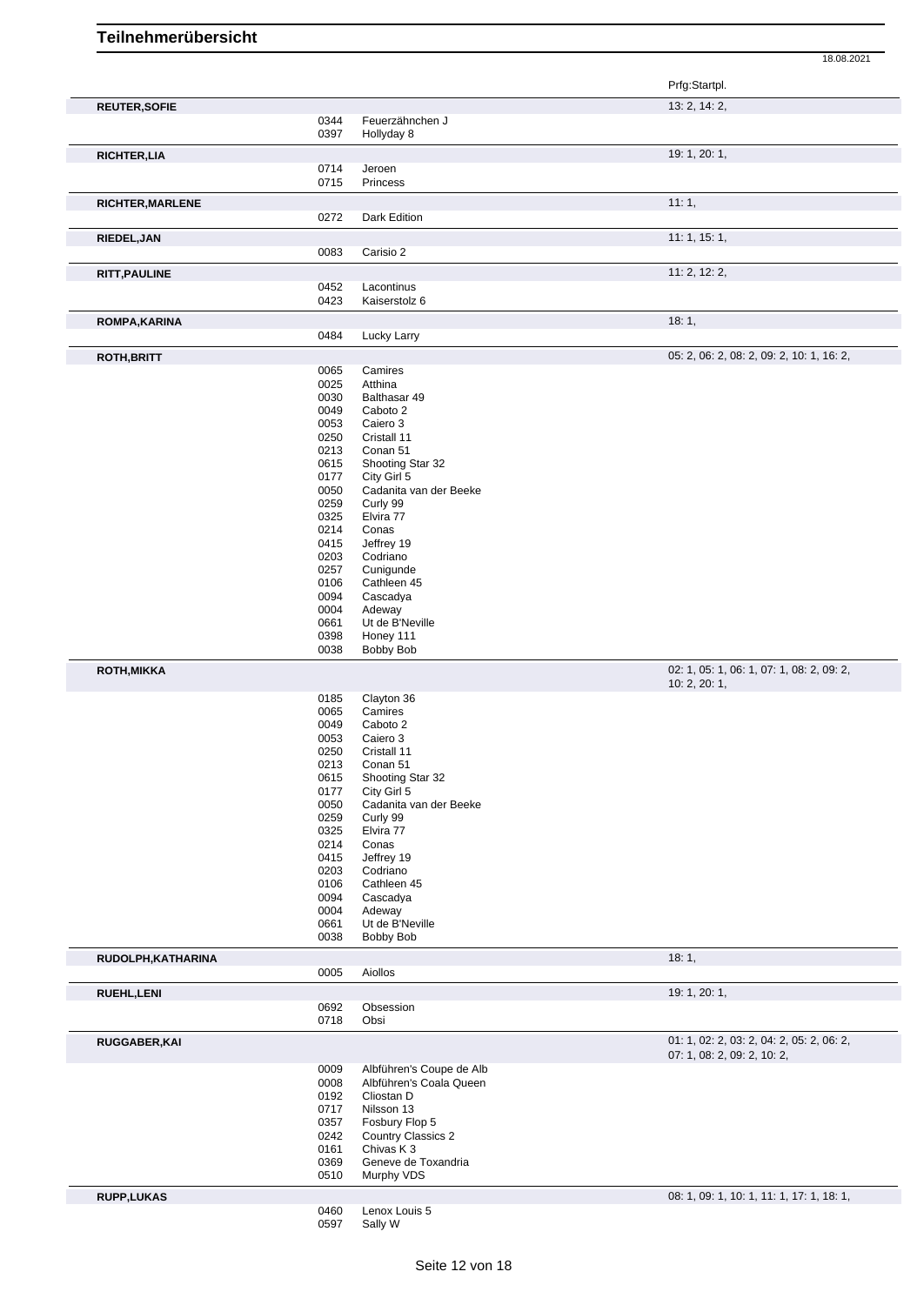# Teilnehmerübersicht

18.08.2021

| Name | Nr. | Pferd | Prfg:Startpl. |
|---|---|---|---|
| **REUTER,SOFIE** | | | 13: 2, 14: 2, |
| | 0344 | Feuerzähnchen J | |
| | 0397 | Hollyday 8 | |
| **RICHTER,LIA** | | | 19: 1, 20: 1, |
| | 0714 | Jeroen | |
| | 0715 | Princess | |
| **RICHTER,MARLENE** | | | 11: 1, |
| | 0272 | Dark Edition | |
| **RIEDEL,JAN** | | | 11: 1, 15: 1, |
| | 0083 | Carisio 2 | |
| **RITT,PAULINE** | | | 11: 2, 12: 2, |
| | 0452 | Lacontinus | |
| | 0423 | Kaiserstolz 6 | |
| **ROMPA,KARINA** | | | 18: 1, |
| | 0484 | Lucky Larry | |
| **ROTH,BRITT** | | | 05: 2, 06: 2, 08: 2, 09: 2, 10: 1, 16: 2, |
| | 0065 | Camires | |
| | 0025 | Atthina | |
| | 0030 | Balthasar 49 | |
| | 0049 | Caboto 2 | |
| | 0053 | Caiero 3 | |
| | 0250 | Cristall 11 | |
| | 0213 | Conan 51 | |
| | 0615 | Shooting Star 32 | |
| | 0177 | City Girl 5 | |
| | 0050 | Cadanita van der Beeke | |
| | 0259 | Curly 99 | |
| | 0325 | Elvira 77 | |
| | 0214 | Conas | |
| | 0415 | Jeffrey 19 | |
| | 0203 | Codriano | |
| | 0257 | Cunigunde | |
| | 0106 | Cathleen 45 | |
| | 0094 | Cascadya | |
| | 0004 | Adeway | |
| | 0661 | Ut de B'Neville | |
| | 0398 | Honey 111 | |
| | 0038 | Bobby Bob | |
| **ROTH,MIKKA** | | | 02: 1, 05: 1, 06: 1, 07: 1, 08: 2, 09: 2, 10: 2, 20: 1, |
| | 0185 | Clayton 36 | |
| | 0065 | Camires | |
| | 0049 | Caboto 2 | |
| | 0053 | Caiero 3 | |
| | 0250 | Cristall 11 | |
| | 0213 | Conan 51 | |
| | 0615 | Shooting Star 32 | |
| | 0177 | City Girl 5 | |
| | 0050 | Cadanita van der Beeke | |
| | 0259 | Curly 99 | |
| | 0325 | Elvira 77 | |
| | 0214 | Conas | |
| | 0415 | Jeffrey 19 | |
| | 0203 | Codriano | |
| | 0106 | Cathleen 45 | |
| | 0094 | Cascadya | |
| | 0004 | Adeway | |
| | 0661 | Ut de B'Neville | |
| | 0038 | Bobby Bob | |
| **RUDOLPH,KATHARINA** | | | 18: 1, |
| | 0005 | Aiollos | |
| **RUEHL,LENI** | | | 19: 1, 20: 1, |
| | 0692 | Obsession | |
| | 0718 | Obsi | |
| **RUGGABER,KAI** | | | 01: 1, 02: 2, 03: 2, 04: 2, 05: 2, 06: 2, 07: 1, 08: 2, 09: 2, 10: 2, |
| | 0009 | Albführen's Coupe de Alb | |
| | 0008 | Albführen's Coala Queen | |
| | 0192 | Cliostan D | |
| | 0717 | Nilsson 13 | |
| | 0357 | Fosbury Flop 5 | |
| | 0242 | Country Classics 2 | |
| | 0161 | Chivas K 3 | |
| | 0369 | Geneve de Toxandria | |
| | 0510 | Murphy VDS | |
| **RUPP,LUKAS** | | | 08: 1, 09: 1, 10: 1, 11: 1, 17: 1, 18: 1, |
| | 0460 | Lenox Louis 5 | |
| | 0597 | Sally W | |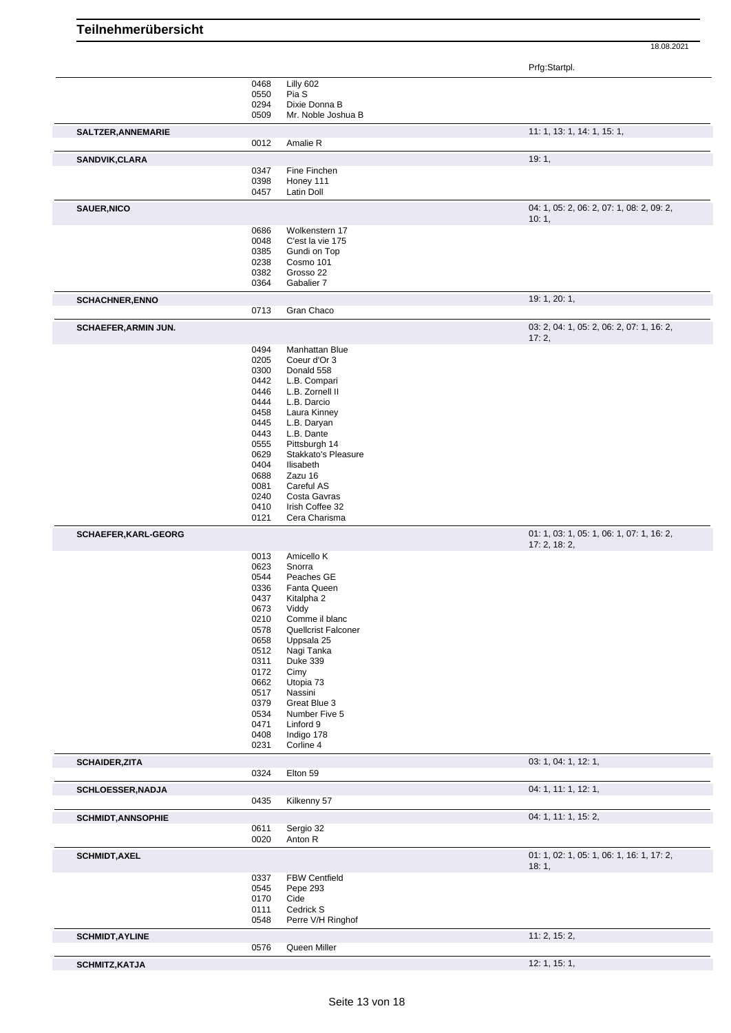# Teilnehmerübersicht

18.08.2021

| Teilnehmer | Nr. | Pferd | Prfg:Startpl. |
|---|---|---|---|
| | 0468 | Lilly 602 | |
| | 0550 | Pia S | |
| | 0294 | Dixie Donna B | |
| | 0509 | Mr. Noble Joshua B | |
| **SALTZER,ANNEMARIE** | | | 11: 1, 13: 1, 14: 1, 15: 1, |
| | 0012 | Amalie R | |
| **SANDVIK,CLARA** | | | 19: 1, |
| | 0347 | Fine Finchen | |
| | 0398 | Honey 111 | |
| | 0457 | Latin Doll | |
| **SAUER,NICO** | | | 04: 1, 05: 2, 06: 2, 07: 1, 08: 2, 09: 2, 10: 1, |
| | 0686 | Wolkenstern 17 | |
| | 0048 | C'est la vie 175 | |
| | 0385 | Gundi on Top | |
| | 0238 | Cosmo 101 | |
| | 0382 | Grosso 22 | |
| | 0364 | Gabalier 7 | |
| **SCHACHNER,ENNO** | | | 19: 1, 20: 1, |
| | 0713 | Gran Chaco | |
| **SCHAEFER,ARMIN JUN.** | | | 03: 2, 04: 1, 05: 2, 06: 2, 07: 1, 16: 2, 17: 2, |
| | 0494 | Manhattan Blue | |
| | 0205 | Coeur d'Or 3 | |
| | 0300 | Donald 558 | |
| | 0442 | L.B. Compari | |
| | 0446 | L.B. Zornell II | |
| | 0444 | L.B. Darcio | |
| | 0458 | Laura Kinney | |
| | 0445 | L.B. Daryan | |
| | 0443 | L.B. Dante | |
| | 0555 | Pittsburgh 14 | |
| | 0629 | Stakkato's Pleasure | |
| | 0404 | Ilisabeth | |
| | 0688 | Zazu 16 | |
| | 0081 | Careful AS | |
| | 0240 | Costa Gavras | |
| | 0410 | Irish Coffee 32 | |
| | 0121 | Cera Charisma | |
| **SCHAEFER,KARL-GEORG** | | | 01: 1, 03: 1, 05: 1, 06: 1, 07: 1, 16: 2, 17: 2, 18: 2, |
| | 0013 | Amicello K | |
| | 0623 | Snorra | |
| | 0544 | Peaches GE | |
| | 0336 | Fanta Queen | |
| | 0437 | Kitalpha 2 | |
| | 0673 | Viddy | |
| | 0210 | Comme il blanc | |
| | 0578 | Quellcrist Falconer | |
| | 0658 | Uppsala 25 | |
| | 0512 | Nagi Tanka | |
| | 0311 | Duke 339 | |
| | 0172 | Cimy | |
| | 0662 | Utopia 73 | |
| | 0517 | Nassini | |
| | 0379 | Great Blue 3 | |
| | 0534 | Number Five 5 | |
| | 0471 | Linford 9 | |
| | 0408 | Indigo 178 | |
| | 0231 | Corline 4 | |
| **SCHAIDER,ZITA** | | | 03: 1, 04: 1, 12: 1, |
| | 0324 | Elton 59 | |
| **SCHLOESSER,NADJA** | | | 04: 1, 11: 1, 12: 1, |
| | 0435 | Kilkenny 57 | |
| **SCHMIDT,ANNSOPHIE** | | | 04: 1, 11: 1, 15: 2, |
| | 0611 | Sergio 32 | |
| | 0020 | Anton R | |
| **SCHMIDT,AXEL** | | | 01: 1, 02: 1, 05: 1, 06: 1, 16: 1, 17: 2, 18: 1, |
| | 0337 | FBW Centfield | |
| | 0545 | Pepe 293 | |
| | 0170 | Cide | |
| | 0111 | Cedrick S | |
| | 0548 | Perre V/H Ringhof | |
| **SCHMIDT,AYLINE** | | | 11: 2, 15: 2, |
| | 0576 | Queen Miller | |
| **SCHMITZ,KATJA** | | | 12: 1, 15: 1, |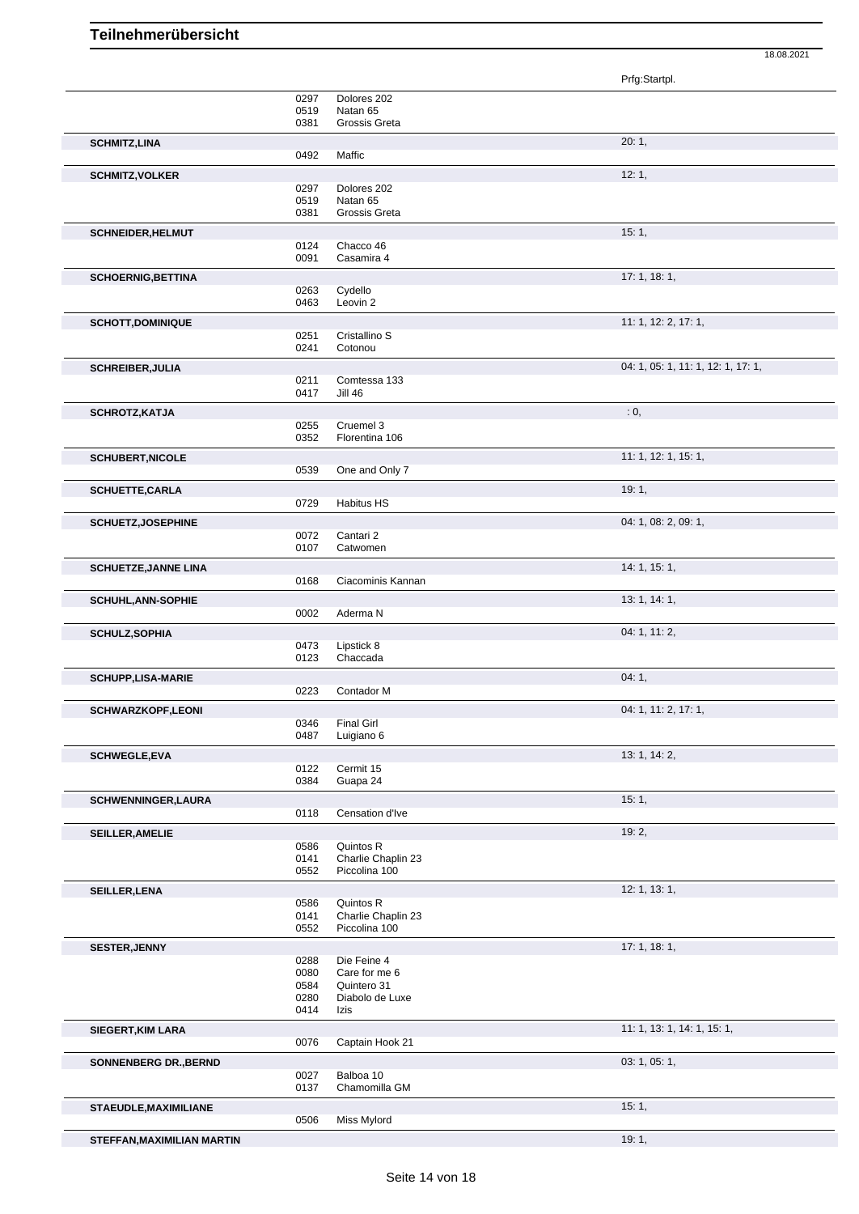# Teilnehmerübersicht

18.08.2021

| Name | Nr. | Pferd | Prfg:Startpl. |
|---|---|---|---|
| | 0297 | Dolores 202 | |
| | 0519 | Natan 65 | |
| | 0381 | Grossis Greta | |
| **SCHMITZ,LINA** | | | 20: 1, |
| | 0492 | Maffic | |
| **SCHMITZ,VOLKER** | | | 12: 1, |
| | 0297 | Dolores 202 | |
| | 0519 | Natan 65 | |
| | 0381 | Grossis Greta | |
| **SCHNEIDER,HELMUT** | | | 15: 1, |
| | 0124 | Chacco 46 | |
| | 0091 | Casamira 4 | |
| **SCHOERNIG,BETTINA** | | | 17: 1, 18: 1, |
| | 0263 | Cydello | |
| | 0463 | Leovin 2 | |
| **SCHOTT,DOMINIQUE** | | | 11: 1, 12: 2, 17: 1, |
| | 0251 | Cristallino S | |
| | 0241 | Cotonou | |
| **SCHREIBER,JULIA** | | | 04: 1, 05: 1, 11: 1, 12: 1, 17: 1, |
| | 0211 | Comtessa 133 | |
| | 0417 | Jill 46 | |
| **SCHROTZ,KATJA** | | | : 0, |
| | 0255 | Cruemel 3 | |
| | 0352 | Florentina 106 | |
| **SCHUBERT,NICOLE** | | | 11: 1, 12: 1, 15: 1, |
| | 0539 | One and Only 7 | |
| **SCHUETTE,CARLA** | | | 19: 1, |
| | 0729 | Habitus HS | |
| **SCHUETZ,JOSEPHINE** | | | 04: 1, 08: 2, 09: 1, |
| | 0072 | Cantari 2 | |
| | 0107 | Catwomen | |
| **SCHUETZE,JANNE LINA** | | | 14: 1, 15: 1, |
| | 0168 | Ciacominis Kannan | |
| **SCHUHL,ANN-SOPHIE** | | | 13: 1, 14: 1, |
| | 0002 | Aderma N | |
| **SCHULZ,SOPHIA** | | | 04: 1, 11: 2, |
| | 0473 | Lipstick 8 | |
| | 0123 | Chaccada | |
| **SCHUPP,LISA-MARIE** | | | 04: 1, |
| | 0223 | Contador M | |
| **SCHWARZKOPF,LEONI** | | | 04: 1, 11: 2, 17: 1, |
| | 0346 | Final Girl | |
| | 0487 | Luigiano 6 | |
| **SCHWEGLE,EVA** | | | 13: 1, 14: 2, |
| | 0122 | Cermit 15 | |
| | 0384 | Guapa 24 | |
| **SCHWENNINGER,LAURA** | | | 15: 1, |
| | 0118 | Censation d'Ive | |
| **SEILLER,AMELIE** | | | 19: 2, |
| | 0586 | Quintos R | |
| | 0141 | Charlie Chaplin 23 | |
| | 0552 | Piccolina 100 | |
| **SEILLER,LENA** | | | 12: 1, 13: 1, |
| | 0586 | Quintos R | |
| | 0141 | Charlie Chaplin 23 | |
| | 0552 | Piccolina 100 | |
| **SESTER,JENNY** | | | 17: 1, 18: 1, |
| | 0288 | Die Feine 4 | |
| | 0080 | Care for me 6 | |
| | 0584 | Quintero 31 | |
| | 0280 | Diabolo de Luxe | |
| | 0414 | Izis | |
| **SIEGERT,KIM LARA** | | | 11: 1, 13: 1, 14: 1, 15: 1, |
| | 0076 | Captain Hook 21 | |
| **SONNENBERG DR.,BERND** | | | 03: 1, 05: 1, |
| | 0027 | Balboa 10 | |
| | 0137 | Chamomilla GM | |
| **STAEUDLE,MAXIMILIANE** | | | 15: 1, |
| | 0506 | Miss Mylord | |
| **STEFFAN,MAXIMILIAN MARTIN** | | | 19: 1, |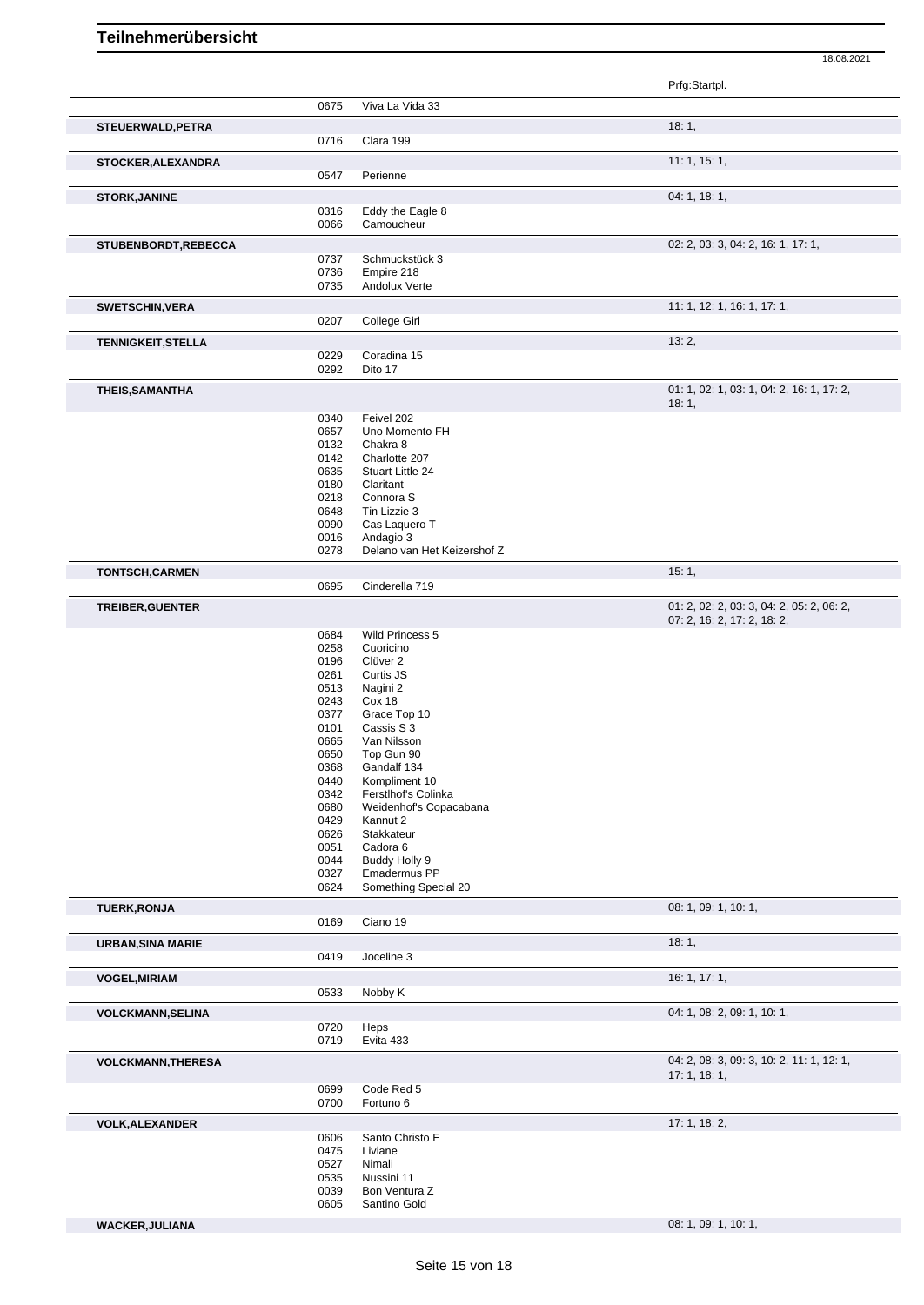# Teilnehmerübersicht

18.08.2021

| Name | Nr. | Pferd | Prfg:Startpl. |
|---|---|---|---|
| | 0675 | Viva La Vida 33 | |
| **STEUERWALD,PETRA** | | | 18: 1, |
| | 0716 | Clara 199 | |
| **STOCKER,ALEXANDRA** | | | 11: 1, 15: 1, |
| | 0547 | Perienne | |
| **STORK,JANINE** | | | 04: 1, 18: 1, |
| | 0316 | Eddy the Eagle 8 | |
| | 0066 | Camoucheur | |
| **STUBENBORDT,REBECCA** | | | 02: 2, 03: 3, 04: 2, 16: 1, 17: 1, |
| | 0737 | Schmuckstück 3 | |
| | 0736 | Empire 218 | |
| | 0735 | Andolux Verte | |
| **SWETSCHIN,VERA** | | | 11: 1, 12: 1, 16: 1, 17: 1, |
| | 0207 | College Girl | |
| **TENNIGKEIT,STELLA** | | | 13: 2, |
| | 0229 | Coradina 15 | |
| | 0292 | Dito 17 | |
| **THEIS,SAMANTHA** | | | 01: 1, 02: 1, 03: 1, 04: 2, 16: 1, 17: 2, 18: 1, |
| | 0340 | Feivel 202 | |
| | 0657 | Uno Momento FH | |
| | 0132 | Chakra 8 | |
| | 0142 | Charlotte 207 | |
| | 0635 | Stuart Little 24 | |
| | 0180 | Claritant | |
| | 0218 | Connora S | |
| | 0648 | Tin Lizzie 3 | |
| | 0090 | Cas Laquero T | |
| | 0016 | Andagio 3 | |
| | 0278 | Delano van Het Keizershof Z | |
| **TONTSCH,CARMEN** | | | 15: 1, |
| | 0695 | Cinderella 719 | |
| **TREIBER,GUENTER** | | | 01: 2, 02: 2, 03: 3, 04: 2, 05: 2, 06: 2, 07: 2, 16: 2, 17: 2, 18: 2, |
| | 0684 | Wild Princess 5 | |
| | 0258 | Cuoricino | |
| | 0196 | Clüver 2 | |
| | 0261 | Curtis JS | |
| | 0513 | Nagini 2 | |
| | 0243 | Cox 18 | |
| | 0377 | Grace Top 10 | |
| | 0101 | Cassis S 3 | |
| | 0665 | Van Nilsson | |
| | 0650 | Top Gun 90 | |
| | 0368 | Gandalf 134 | |
| | 0440 | Kompliment 10 | |
| | 0342 | Ferstlhof's Colinka | |
| | 0680 | Weidenhof's Copacabana | |
| | 0429 | Kannut 2 | |
| | 0626 | Stakkateur | |
| | 0051 | Cadora 6 | |
| | 0044 | Buddy Holly 9 | |
| | 0327 | Emadermus PP | |
| | 0624 | Something Special 20 | |
| **TUERK,RONJA** | | | 08: 1, 09: 1, 10: 1, |
| | 0169 | Ciano 19 | |
| **URBAN,SINA MARIE** | | | 18: 1, |
| | 0419 | Joceline 3 | |
| **VOGEL,MIRIAM** | | | 16: 1, 17: 1, |
| | 0533 | Nobby K | |
| **VOLCKMANN,SELINA** | | | 04: 1, 08: 2, 09: 1, 10: 1, |
| | 0720 | Heps | |
| | 0719 | Evita 433 | |
| **VOLCKMANN,THERESA** | | | 04: 2, 08: 3, 09: 3, 10: 2, 11: 1, 12: 1, 17: 1, 18: 1, |
| | 0699 | Code Red 5 | |
| | 0700 | Fortuno 6 | |
| **VOLK,ALEXANDER** | | | 17: 1, 18: 2, |
| | 0606 | Santo Christo E | |
| | 0475 | Liviane | |
| | 0527 | Nimali | |
| | 0535 | Nussini 11 | |
| | 0039 | Bon Ventura Z | |
| | 0605 | Santino Gold | |
| **WACKER,JULIANA** | | | 08: 1, 09: 1, 10: 1, |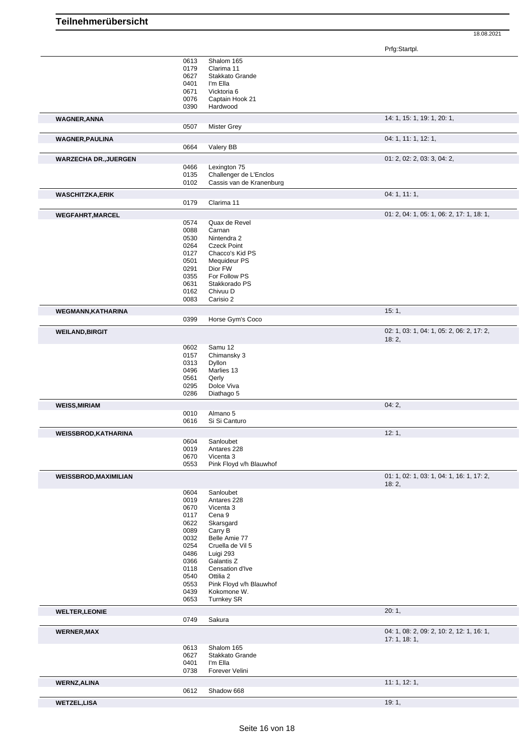# Teilnehmerübersicht

18.08.2021

| Name | Nr. | Pferd | Prfg:Startpl. |
|---|---|---|---|
| | 0613 | Shalom 165 | |
| | 0179 | Clarima 11 | |
| | 0627 | Stakkato Grande | |
| | 0401 | I'm Ella | |
| | 0671 | Vicktoria 6 | |
| | 0076 | Captain Hook 21 | |
| | 0390 | Hardwood | |
| **WAGNER,ANNA** | | | 14: 1, 15: 1, 19: 1, 20: 1, |
| | 0507 | Mister Grey | |
| **WAGNER,PAULINA** | | | 04: 1, 11: 1, 12: 1, |
| | 0664 | Valery BB | |
| **WARZECHA DR.,JUERGEN** | | | 01: 2, 02: 2, 03: 3, 04: 2, |
| | 0466 | Lexington 75 | |
| | 0135 | Challenger de L'Enclos | |
| | 0102 | Cassis van de Kranenburg | |
| **WASCHITZKA,ERIK** | | | 04: 1, 11: 1, |
| | 0179 | Clarima 11 | |
| **WEGFAHRT,MARCEL** | | | 01: 2, 04: 1, 05: 1, 06: 2, 17: 1, 18: 1, |
| | 0574 | Quax de Revel | |
| | 0088 | Carnan | |
| | 0530 | Nintendra 2 | |
| | 0264 | Czeck Point | |
| | 0127 | Chacco's Kid PS | |
| | 0501 | Mequideur PS | |
| | 0291 | Dior FW | |
| | 0355 | For Follow PS | |
| | 0631 | Stakkorado PS | |
| | 0162 | Chivuu D | |
| | 0083 | Carisio 2 | |
| **WEGMANN,KATHARINA** | | | 15: 1, |
| | 0399 | Horse Gym's Coco | |
| **WEILAND,BIRGIT** | | | 02: 1, 03: 1, 04: 1, 05: 2, 06: 2, 17: 2, 18: 2, |
| | 0602 | Samu 12 | |
| | 0157 | Chimansky 3 | |
| | 0313 | Dyllon | |
| | 0496 | Marlies 13 | |
| | 0561 | Qerly | |
| | 0295 | Dolce Viva | |
| | 0286 | Diathago 5 | |
| **WEISS,MIRIAM** | | | 04: 2, |
| | 0010 | Almano 5 | |
| | 0616 | Si Si Canturo | |
| **WEISSBROD,KATHARINA** | | | 12: 1, |
| | 0604 | Sanloubet | |
| | 0019 | Antares 228 | |
| | 0670 | Vicenta 3 | |
| | 0553 | Pink Floyd v/h Blauwhof | |
| **WEISSBROD,MAXIMILIAN** | | | 01: 1, 02: 1, 03: 1, 04: 1, 16: 1, 17: 2, 18: 2, |
| | 0604 | Sanloubet | |
| | 0019 | Antares 228 | |
| | 0670 | Vicenta 3 | |
| | 0117 | Cena 9 | |
| | 0622 | Skarsgard | |
| | 0089 | Carry B | |
| | 0032 | Belle Amie 77 | |
| | 0254 | Cruella de Vil 5 | |
| | 0486 | Luigi 293 | |
| | 0366 | Galantis Z | |
| | 0118 | Censation d'Ive | |
| | 0540 | Ottilia 2 | |
| | 0553 | Pink Floyd v/h Blauwhof | |
| | 0439 | Kokomone W. | |
| | 0653 | Turnkey SR | |
| **WELTER,LEONIE** | | | 20: 1, |
| | 0749 | Sakura | |
| **WERNER,MAX** | | | 04: 1, 08: 2, 09: 2, 10: 2, 12: 1, 16: 1, 17: 1, 18: 1, |
| | 0613 | Shalom 165 | |
| | 0627 | Stakkato Grande | |
| | 0401 | I'm Ella | |
| | 0738 | Forever Velini | |
| **WERNZ,ALINA** | | | 11: 1, 12: 1, |
| | 0612 | Shadow 668 | |
| **WETZEL,LISA** | | | 19: 1, |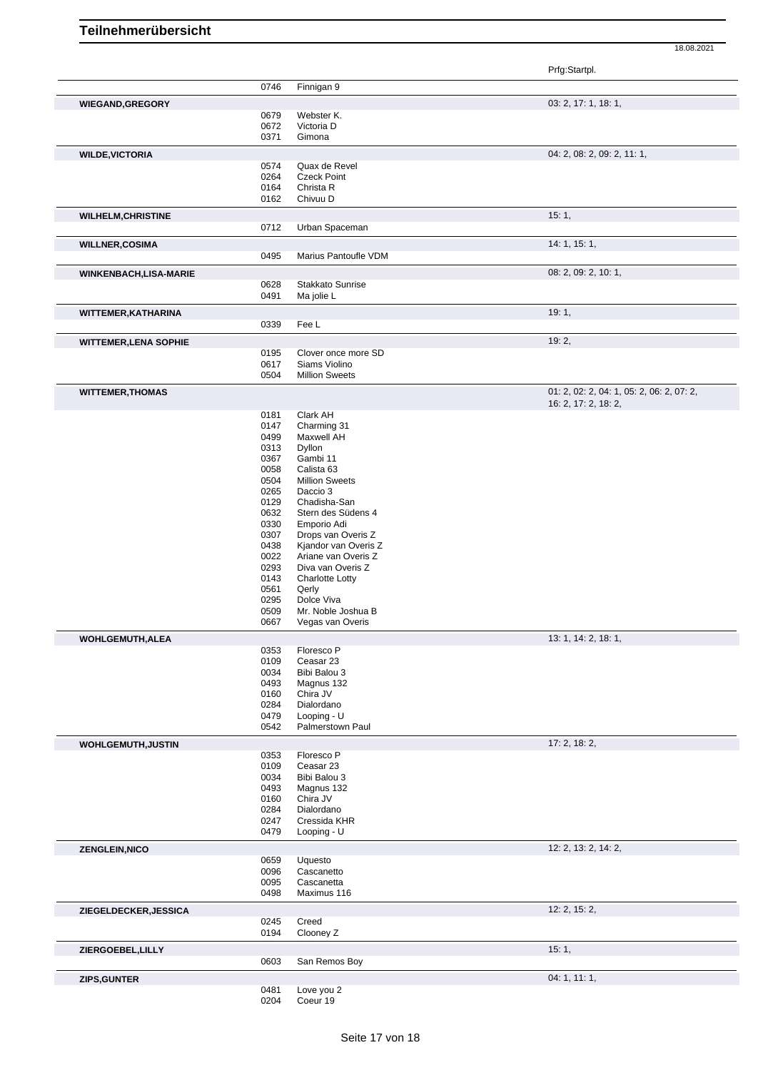# Teilnehmerübersicht

18.08.2021

| | | | Prfg:Startpl. |
|---|---|---|---|
| | 0746 | Finnigan 9 | |
| **WIEGAND,GREGORY** | | | 03: 2, 17: 1, 18: 1, |
| | 0679 | Webster K. | |
| | 0672 | Victoria D | |
| | 0371 | Gimona | |
| **WILDE,VICTORIA** | | | 04: 2, 08: 2, 09: 2, 11: 1, |
| | 0574 | Quax de Revel | |
| | 0264 | Czeck Point | |
| | 0164 | Christa R | |
| | 0162 | Chivuu D | |
| **WILHELM,CHRISTINE** | | | 15: 1, |
| | 0712 | Urban Spaceman | |
| **WILLNER,COSIMA** | | | 14: 1, 15: 1, |
| | 0495 | Marius Pantoufle VDM | |
| **WINKENBACH,LISA-MARIE** | | | 08: 2, 09: 2, 10: 1, |
| | 0628 | Stakkato Sunrise | |
| | 0491 | Ma jolie L | |
| **WITTEMER,KATHARINA** | | | 19: 1, |
| | 0339 | Fee L | |
| **WITTEMER,LENA SOPHIE** | | | 19: 2, |
| | 0195 | Clover once more SD | |
| | 0617 | Siams Violino | |
| | 0504 | Million Sweets | |
| **WITTEMER,THOMAS** | | | 01: 2, 02: 2, 04: 1, 05: 2, 06: 2, 07: 2, 16: 2, 17: 2, 18: 2, |
| | 0181 | Clark AH | |
| | 0147 | Charming 31 | |
| | 0499 | Maxwell AH | |
| | 0313 | Dyllon | |
| | 0367 | Gambi 11 | |
| | 0058 | Calista 63 | |
| | 0504 | Million Sweets | |
| | 0265 | Daccio 3 | |
| | 0129 | Chadisha-San | |
| | 0632 | Stern des Südens 4 | |
| | 0330 | Emporio Adi | |
| | 0307 | Drops van Overis Z | |
| | 0438 | Kjandor van Overis Z | |
| | 0022 | Ariane van Overis Z | |
| | 0293 | Diva van Overis Z | |
| | 0143 | Charlotte Lotty | |
| | 0561 | Qerly | |
| | 0295 | Dolce Viva | |
| | 0509 | Mr. Noble Joshua B | |
| | 0667 | Vegas van Overis | |
| **WOHLGEMUTH,ALEA** | | | 13: 1, 14: 2, 18: 1, |
| | 0353 | Floresco P | |
| | 0109 | Ceasar 23 | |
| | 0034 | Bibi Balou 3 | |
| | 0493 | Magnus 132 | |
| | 0160 | Chira JV | |
| | 0284 | Dialordano | |
| | 0479 | Looping - U | |
| | 0542 | Palmerstown Paul | |
| **WOHLGEMUTH,JUSTIN** | | | 17: 2, 18: 2, |
| | 0353 | Floresco P | |
| | 0109 | Ceasar 23 | |
| | 0034 | Bibi Balou 3 | |
| | 0493 | Magnus 132 | |
| | 0160 | Chira JV | |
| | 0284 | Dialordano | |
| | 0247 | Cressida KHR | |
| | 0479 | Looping - U | |
| **ZENGLEIN,NICO** | | | 12: 2, 13: 2, 14: 2, |
| | 0659 | Uquesto | |
| | 0096 | Cascanetto | |
| | 0095 | Cascanetta | |
| | 0498 | Maximus 116 | |
| **ZIEGELDECKER,JESSICA** | | | 12: 2, 15: 2, |
| | 0245 | Creed | |
| | 0194 | Clooney Z | |
| **ZIERGOEBEL,LILLY** | | | 15: 1, |
| | 0603 | San Remos Boy | |
| **ZIPS,GUNTER** | | | 04: 1, 11: 1, |
| | 0481 | Love you 2 | |
| | 0204 | Coeur 19 | |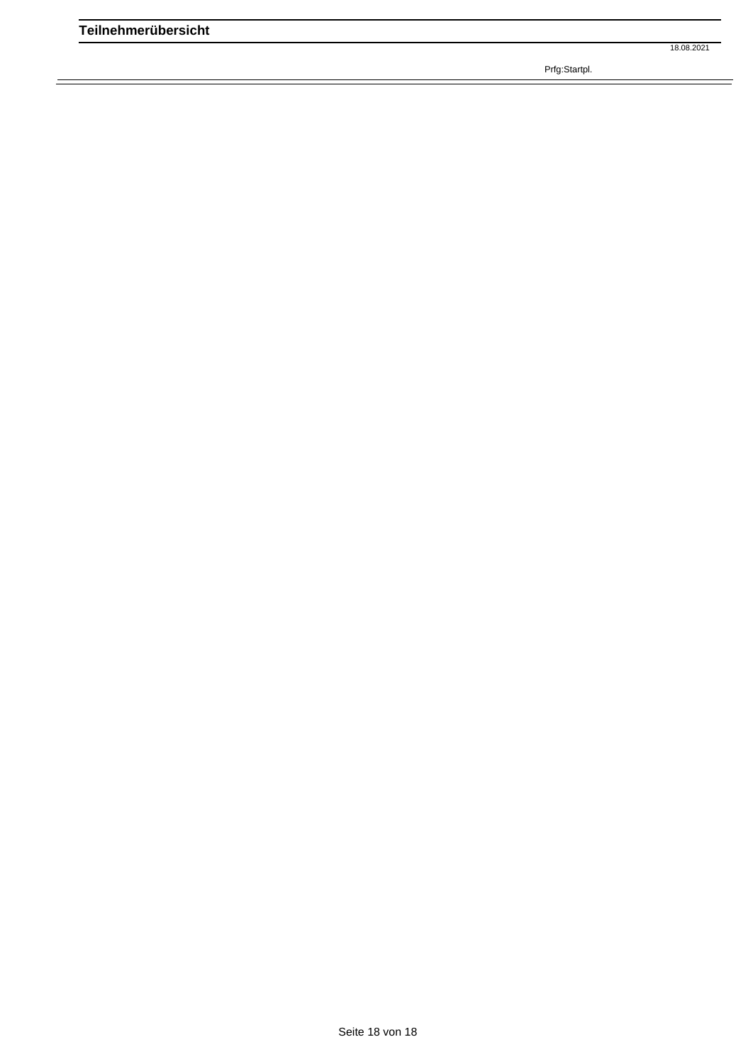**Teilnehmerübersicht**

18.08.2021

Prfg:Startpl.